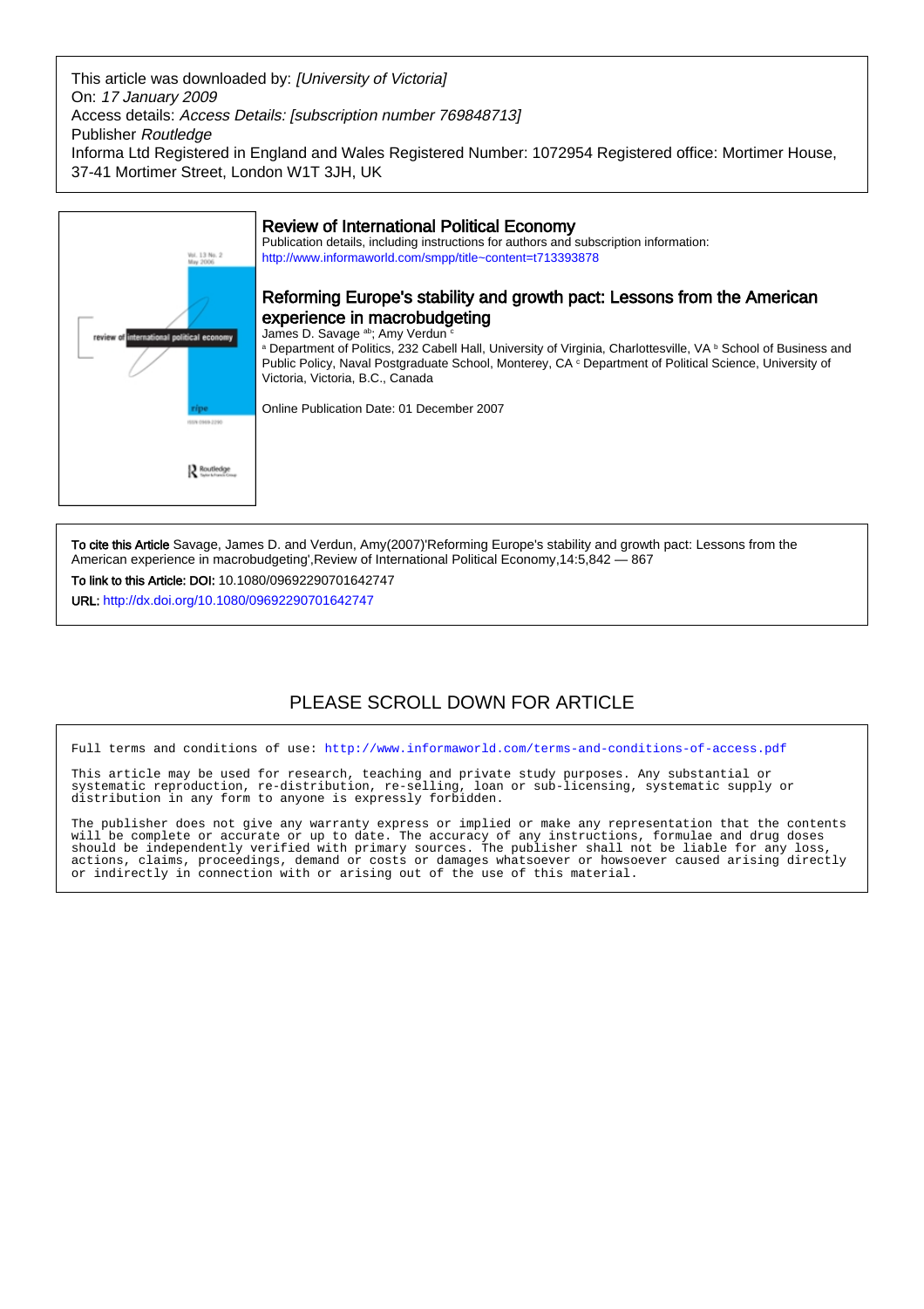This article was downloaded by: *[University of Victoria]*
On: *17 January 2009*
Access details: *Access Details: [subscription number 769848713]*
Publisher *Routledge*
Informa Ltd Registered in England and Wales Registered Number: 1072954 Registered office: Mortimer House, 37-41 Mortimer Street, London W1T 3JH, UK

# Review of International Political Economy

Publication details, including instructions for authors and subscription information:
http://www.informaworld.com/smpp/title~content=t713393878

## Reforming Europe's stability and growth pact: Lessons from the American experience in macrobudgeting

James D. Savage [ab]; Amy Verdun [c]

[a] Department of Politics, 232 Cabell Hall, University of Virginia, Charlottesville, VA [b] School of Business and Public Policy, Naval Postgraduate School, Monterey, CA [c] Department of Political Science, University of Victoria, Victoria, B.C., Canada

Online Publication Date: 01 December 2007

**To cite this Article** Savage, James D. and Verdun, Amy(2007)'Reforming Europe's stability and growth pact: Lessons from the American experience in macrobudgeting',Review of International Political Economy,14:5,842 — 867

**To link to this Article: DOI:** 10.1080/09692290701642747

**URL:** http://dx.doi.org/10.1080/09692290701642747

PLEASE SCROLL DOWN FOR ARTICLE

Full terms and conditions of use: http://www.informaworld.com/terms-and-conditions-of-access.pdf

This article may be used for research, teaching and private study purposes. Any substantial or systematic reproduction, re-distribution, re-selling, loan or sub-licensing, systematic supply or distribution in any form to anyone is expressly forbidden.

The publisher does not give any warranty express or implied or make any representation that the contents will be complete or accurate or up to date. The accuracy of any instructions, formulae and drug doses should be independently verified with primary sources. The publisher shall not be liable for any loss, actions, claims, proceedings, demand or costs or damages whatsoever or howsoever caused arising directly or indirectly in connection with or arising out of the use of this material.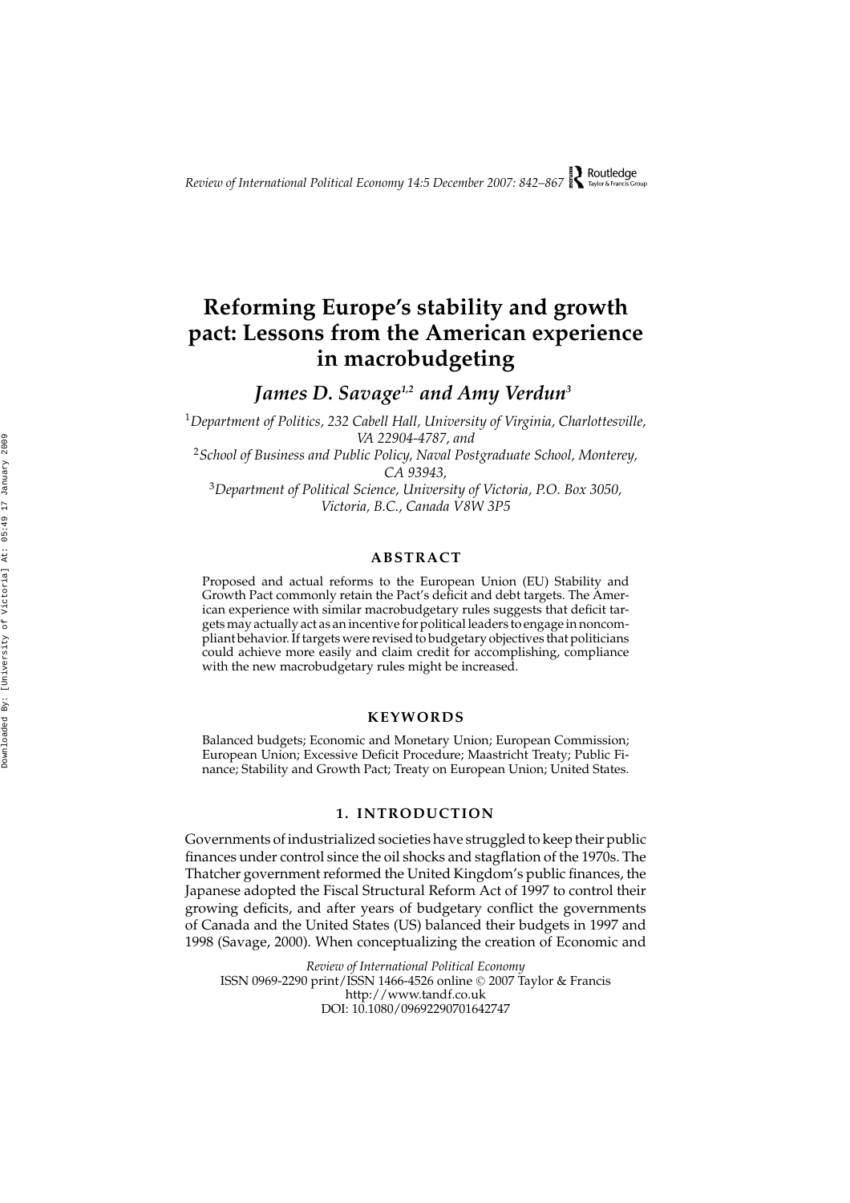# Reforming Europe's stability and growth pact: Lessons from the American experience in macrobudgeting

***James D. Savage*[1,2] *and Amy Verdun*[3]**

[1]*Department of Politics, 232 Cabell Hall, University of Virginia, Charlottesville, VA 22904-4787, and*

[2]*School of Business and Public Policy, Naval Postgraduate School, Monterey, CA 93943,*

[3]*Department of Political Science, University of Victoria, P.O. Box 3050, Victoria, B.C., Canada V8W 3P5*

## ABSTRACT

Proposed and actual reforms to the European Union (EU) Stability and Growth Pact commonly retain the Pact's deficit and debt targets. The American experience with similar macrobudgetary rules suggests that deficit targets may actually act as an incentive for political leaders to engage in noncompliant behavior. If targets were revised to budgetary objectives that politicians could achieve more easily and claim credit for accomplishing, compliance with the new macrobudgetary rules might be increased.

## KEYWORDS

Balanced budgets; Economic and Monetary Union; European Commission; European Union; Excessive Deficit Procedure; Maastricht Treaty; Public Finance; Stability and Growth Pact; Treaty on European Union; United States.

## 1. INTRODUCTION

Governments of industrialized societies have struggled to keep their public finances under control since the oil shocks and stagflation of the 1970s. The Thatcher government reformed the United Kingdom's public finances, the Japanese adopted the Fiscal Structural Reform Act of 1997 to control their growing deficits, and after years of budgetary conflict the governments of Canada and the United States (US) balanced their budgets in 1997 and 1998 (Savage, 2000). When conceptualizing the creation of Economic and

*Review of International Political Economy*
ISSN 0969-2290 print/ISSN 1466-4526 online © 2007 Taylor & Francis
http://www.tandf.co.uk
DOI: 10.1080/09692290701642747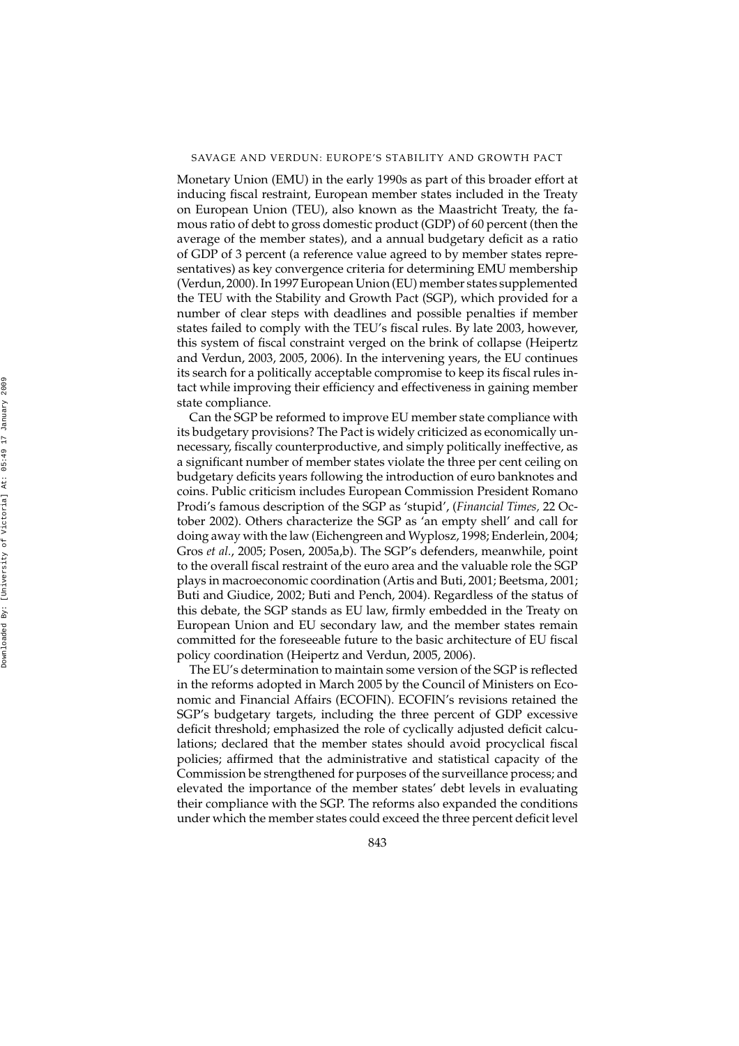Monetary Union (EMU) in the early 1990s as part of this broader effort at inducing fiscal restraint, European member states included in the Treaty on European Union (TEU), also known as the Maastricht Treaty, the famous ratio of debt to gross domestic product (GDP) of 60 percent (then the average of the member states), and a annual budgetary deficit as a ratio of GDP of 3 percent (a reference value agreed to by member states representatives) as key convergence criteria for determining EMU membership (Verdun, 2000). In 1997 European Union (EU) member states supplemented the TEU with the Stability and Growth Pact (SGP), which provided for a number of clear steps with deadlines and possible penalties if member states failed to comply with the TEU's fiscal rules. By late 2003, however, this system of fiscal constraint verged on the brink of collapse (Heipertz and Verdun, 2003, 2005, 2006). In the intervening years, the EU continues its search for a politically acceptable compromise to keep its fiscal rules intact while improving their efficiency and effectiveness in gaining member state compliance.

Can the SGP be reformed to improve EU member state compliance with its budgetary provisions? The Pact is widely criticized as economically unnecessary, fiscally counterproductive, and simply politically ineffective, as a significant number of member states violate the three per cent ceiling on budgetary deficits years following the introduction of euro banknotes and coins. Public criticism includes European Commission President Romano Prodi's famous description of the SGP as 'stupid', (*Financial Times*, 22 October 2002). Others characterize the SGP as 'an empty shell' and call for doing away with the law (Eichengreen and Wyplosz, 1998; Enderlein, 2004; Gros *et al.*, 2005; Posen, 2005a,b). The SGP's defenders, meanwhile, point to the overall fiscal restraint of the euro area and the valuable role the SGP plays in macroeconomic coordination (Artis and Buti, 2001; Beetsma, 2001; Buti and Giudice, 2002; Buti and Pench, 2004). Regardless of the status of this debate, the SGP stands as EU law, firmly embedded in the Treaty on European Union and EU secondary law, and the member states remain committed for the foreseeable future to the basic architecture of EU fiscal policy coordination (Heipertz and Verdun, 2005, 2006).

The EU's determination to maintain some version of the SGP is reflected in the reforms adopted in March 2005 by the Council of Ministers on Economic and Financial Affairs (ECOFIN). ECOFIN's revisions retained the SGP's budgetary targets, including the three percent of GDP excessive deficit threshold; emphasized the role of cyclically adjusted deficit calculations; declared that the member states should avoid procyclical fiscal policies; affirmed that the administrative and statistical capacity of the Commission be strengthened for purposes of the surveillance process; and elevated the importance of the member states' debt levels in evaluating their compliance with the SGP. The reforms also expanded the conditions under which the member states could exceed the three percent deficit level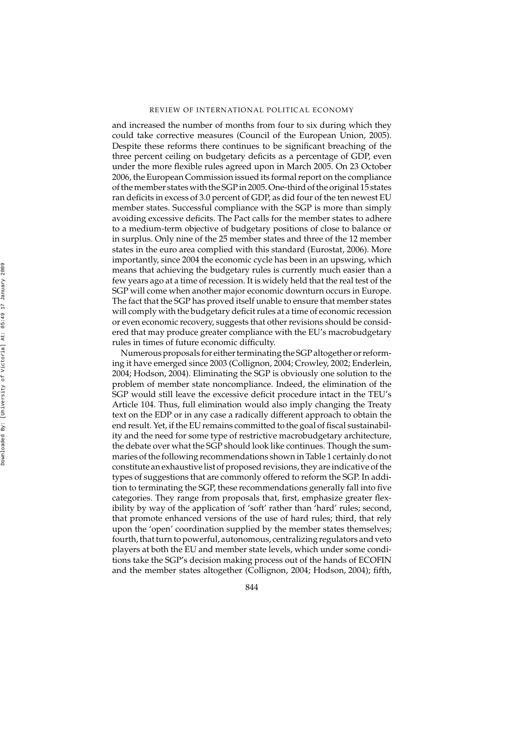and increased the number of months from four to six during which they could take corrective measures (Council of the European Union, 2005). Despite these reforms there continues to be significant breaching of the three percent ceiling on budgetary deficits as a percentage of GDP, even under the more flexible rules agreed upon in March 2005. On 23 October 2006, the European Commission issued its formal report on the compliance of the member states with the SGP in 2005. One-third of the original 15 states ran deficits in excess of 3.0 percent of GDP, as did four of the ten newest EU member states. Successful compliance with the SGP is more than simply avoiding excessive deficits. The Pact calls for the member states to adhere to a medium-term objective of budgetary positions of close to balance or in surplus. Only nine of the 25 member states and three of the 12 member states in the euro area complied with this standard (Eurostat, 2006). More importantly, since 2004 the economic cycle has been in an upswing, which means that achieving the budgetary rules is currently much easier than a few years ago at a time of recession. It is widely held that the real test of the SGP will come when another major economic downturn occurs in Europe. The fact that the SGP has proved itself unable to ensure that member states will comply with the budgetary deficit rules at a time of economic recession or even economic recovery, suggests that other revisions should be considered that may produce greater compliance with the EU's macrobudgetary rules in times of future economic difficulty.

Numerous proposals for either terminating the SGP altogether or reforming it have emerged since 2003 (Collignon, 2004; Crowley, 2002; Enderlein, 2004; Hodson, 2004). Eliminating the SGP is obviously one solution to the problem of member state noncompliance. Indeed, the elimination of the SGP would still leave the excessive deficit procedure intact in the TEU's Article 104. Thus, full elimination would also imply changing the Treaty text on the EDP or in any case a radically different approach to obtain the end result. Yet, if the EU remains committed to the goal of fiscal sustainability and the need for some type of restrictive macrobudgetary architecture, the debate over what the SGP should look like continues. Though the summaries of the following recommendations shown in Table 1 certainly do not constitute an exhaustive list of proposed revisions, they are indicative of the types of suggestions that are commonly offered to reform the SGP. In addition to terminating the SGP, these recommendations generally fall into five categories. They range from proposals that, first, emphasize greater flexibility by way of the application of 'soft' rather than 'hard' rules; second, that promote enhanced versions of the use of hard rules; third, that rely upon the 'open' coordination supplied by the member states themselves; fourth, that turn to powerful, autonomous, centralizing regulators and veto players at both the EU and member state levels, which under some conditions take the SGP's decision making process out of the hands of ECOFIN and the member states altogether (Collignon, 2004; Hodson, 2004); fifth,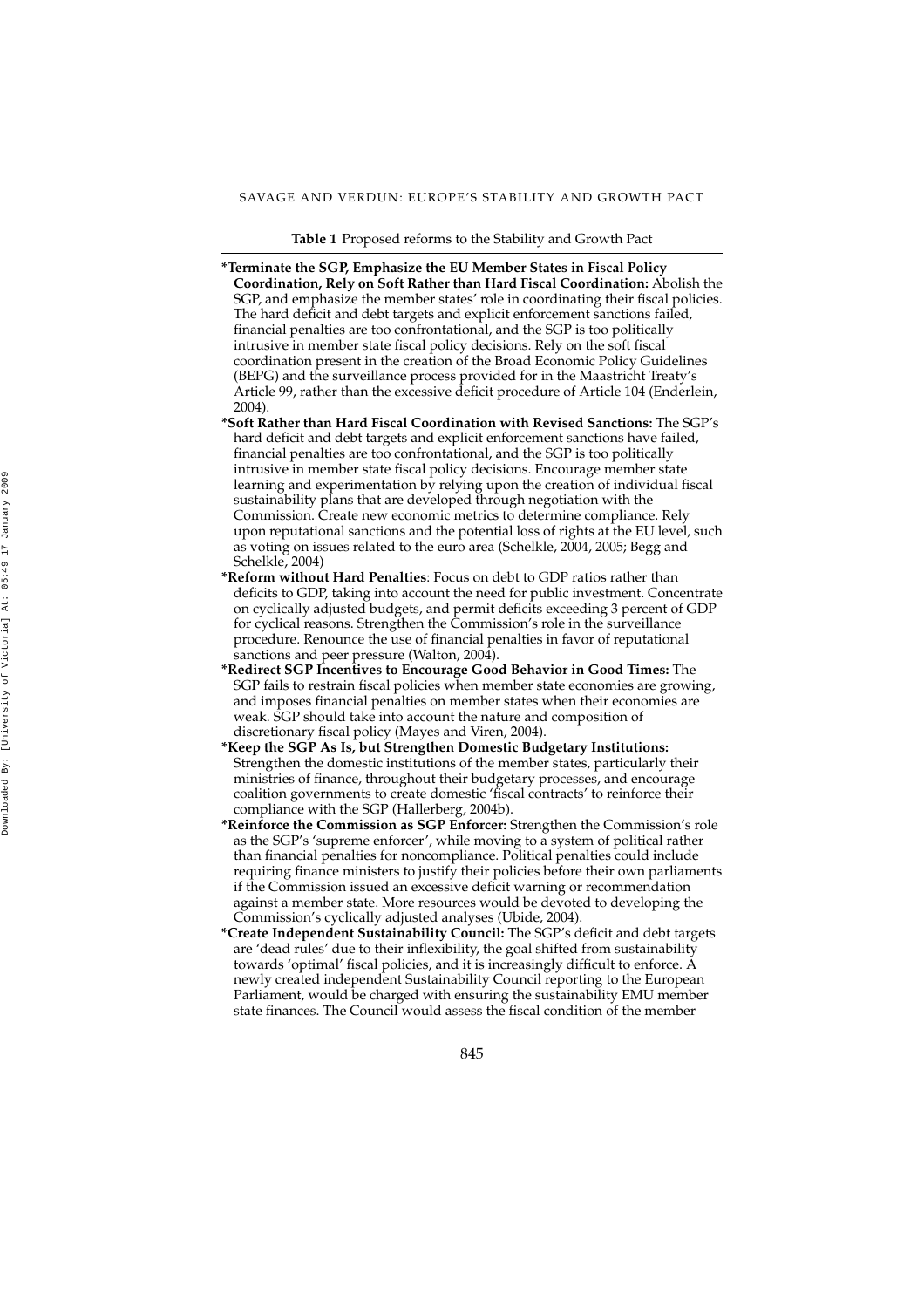**Table 1** Proposed reforms to the Stability and Growth Pact

*__Terminate the SGP, Emphasize the EU Member States in Fiscal Policy Coordination, Rely on Soft Rather than Hard Fiscal Coordination:__ Abolish the SGP, and emphasize the member states' role in coordinating their fiscal policies. The hard deficit and debt targets and explicit enforcement sanctions failed, financial penalties are too confrontational, and the SGP is too politically intrusive in member state fiscal policy decisions. Rely on the soft fiscal coordination present in the creation of the Broad Economic Policy Guidelines (BEPG) and the surveillance process provided for in the Maastricht Treaty's Article 99, rather than the excessive deficit procedure of Article 104 (Enderlein, 2004).

*__Soft Rather than Hard Fiscal Coordination with Revised Sanctions:__ The SGP's hard deficit and debt targets and explicit enforcement sanctions have failed, financial penalties are too confrontational, and the SGP is too politically intrusive in member state fiscal policy decisions. Encourage member state learning and experimentation by relying upon the creation of individual fiscal sustainability plans that are developed through negotiation with the Commission. Create new economic metrics to determine compliance. Rely upon reputational sanctions and the potential loss of rights at the EU level, such as voting on issues related to the euro area (Schelkle, 2004, 2005; Begg and Schelkle, 2004)

*__Reform without Hard Penalties__: Focus on debt to GDP ratios rather than deficits to GDP, taking into account the need for public investment. Concentrate on cyclically adjusted budgets, and permit deficits exceeding 3 percent of GDP for cyclical reasons. Strengthen the Commission's role in the surveillance procedure. Renounce the use of financial penalties in favor of reputational sanctions and peer pressure (Walton, 2004).

*__Redirect SGP Incentives to Encourage Good Behavior in Good Times:__ The SGP fails to restrain fiscal policies when member state economies are growing, and imposes financial penalties on member states when their economies are weak. SGP should take into account the nature and composition of discretionary fiscal policy (Mayes and Viren, 2004).

*__Keep the SGP As Is, but Strengthen Domestic Budgetary Institutions:__ Strengthen the domestic institutions of the member states, particularly their ministries of finance, throughout their budgetary processes, and encourage coalition governments to create domestic 'fiscal contracts' to reinforce their compliance with the SGP (Hallerberg, 2004b).

*__Reinforce the Commission as SGP Enforcer:__ Strengthen the Commission's role as the SGP's 'supreme enforcer', while moving to a system of political rather than financial penalties for noncompliance. Political penalties could include requiring finance ministers to justify their policies before their own parliaments if the Commission issued an excessive deficit warning or recommendation against a member state. More resources would be devoted to developing the Commission's cyclically adjusted analyses (Ubide, 2004).

*__Create Independent Sustainability Council:__ The SGP's deficit and debt targets are 'dead rules' due to their inflexibility, the goal shifted from sustainability towards 'optimal' fiscal policies, and it is increasingly difficult to enforce. A newly created independent Sustainability Council reporting to the European Parliament, would be charged with ensuring the sustainability EMU member state finances. The Council would assess the fiscal condition of the member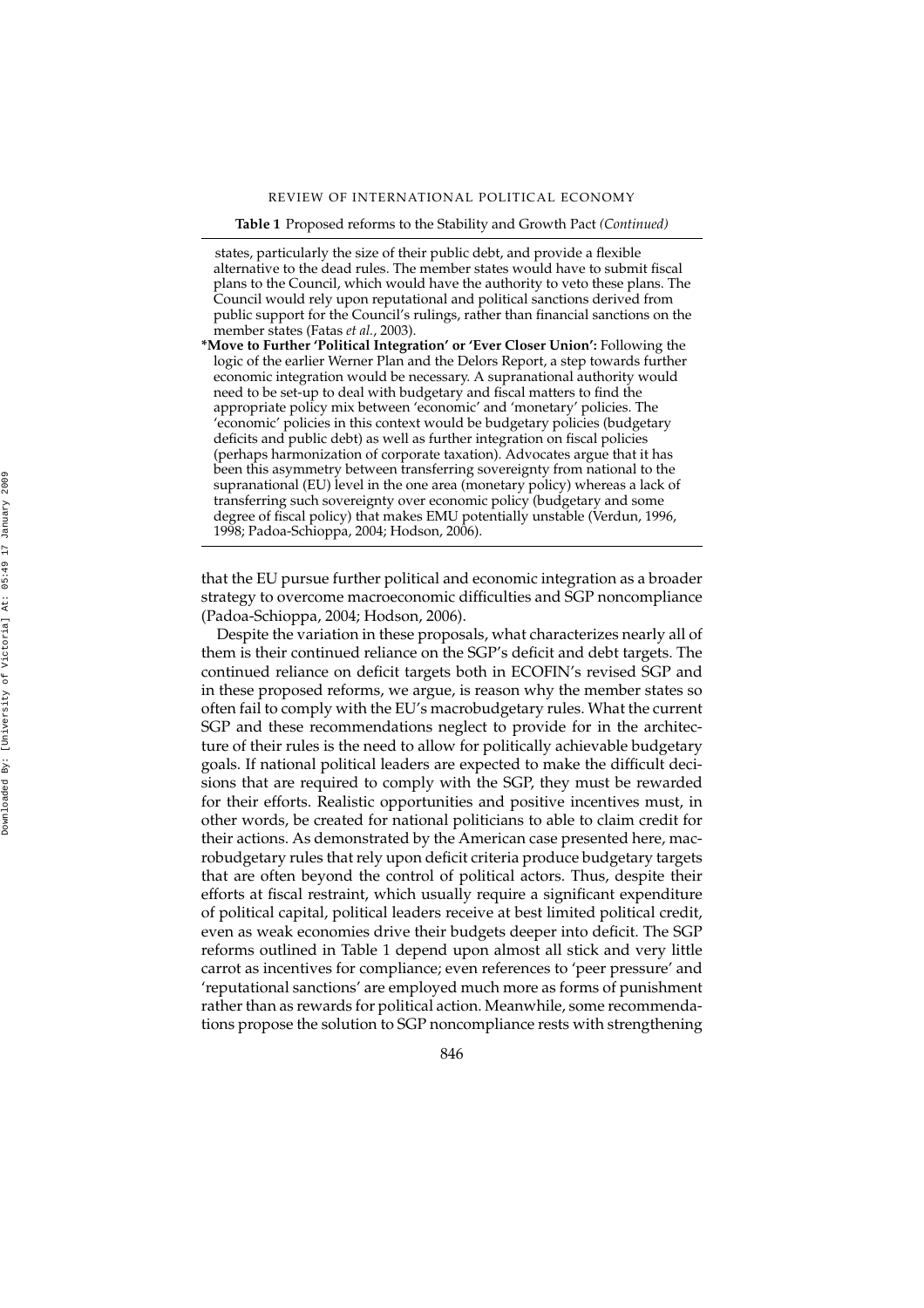**Table 1** Proposed reforms to the Stability and Growth Pact *(Continued)*

states, particularly the size of their public debt, and provide a flexible alternative to the dead rules. The member states would have to submit fiscal plans to the Council, which would have the authority to veto these plans. The Council would rely upon reputational and political sanctions derived from public support for the Council's rulings, rather than financial sanctions on the member states (Fatas *et al.*, 2003).

***Move to Further 'Political Integration' or 'Ever Closer Union':** Following the logic of the earlier Werner Plan and the Delors Report, a step towards further economic integration would be necessary. A supranational authority would need to be set-up to deal with budgetary and fiscal matters to find the appropriate policy mix between 'economic' and 'monetary' policies. The 'economic' policies in this context would be budgetary policies (budgetary deficits and public debt) as well as further integration on fiscal policies (perhaps harmonization of corporate taxation). Advocates argue that it has been this asymmetry between transferring sovereignty from national to the supranational (EU) level in the one area (monetary policy) whereas a lack of transferring such sovereignty over economic policy (budgetary and some degree of fiscal policy) that makes EMU potentially unstable (Verdun, 1996, 1998; Padoa-Schioppa, 2004; Hodson, 2006).

that the EU pursue further political and economic integration as a broader strategy to overcome macroeconomic difficulties and SGP noncompliance (Padoa-Schioppa, 2004; Hodson, 2006).

Despite the variation in these proposals, what characterizes nearly all of them is their continued reliance on the SGP's deficit and debt targets. The continued reliance on deficit targets both in ECOFIN's revised SGP and in these proposed reforms, we argue, is reason why the member states so often fail to comply with the EU's macrobudgetary rules. What the current SGP and these recommendations neglect to provide for in the architecture of their rules is the need to allow for politically achievable budgetary goals. If national political leaders are expected to make the difficult decisions that are required to comply with the SGP, they must be rewarded for their efforts. Realistic opportunities and positive incentives must, in other words, be created for national politicians to able to claim credit for their actions. As demonstrated by the American case presented here, macrobudgetary rules that rely upon deficit criteria produce budgetary targets that are often beyond the control of political actors. Thus, despite their efforts at fiscal restraint, which usually require a significant expenditure of political capital, political leaders receive at best limited political credit, even as weak economies drive their budgets deeper into deficit. The SGP reforms outlined in Table 1 depend upon almost all stick and very little carrot as incentives for compliance; even references to 'peer pressure' and 'reputational sanctions' are employed much more as forms of punishment rather than as rewards for political action. Meanwhile, some recommendations propose the solution to SGP noncompliance rests with strengthening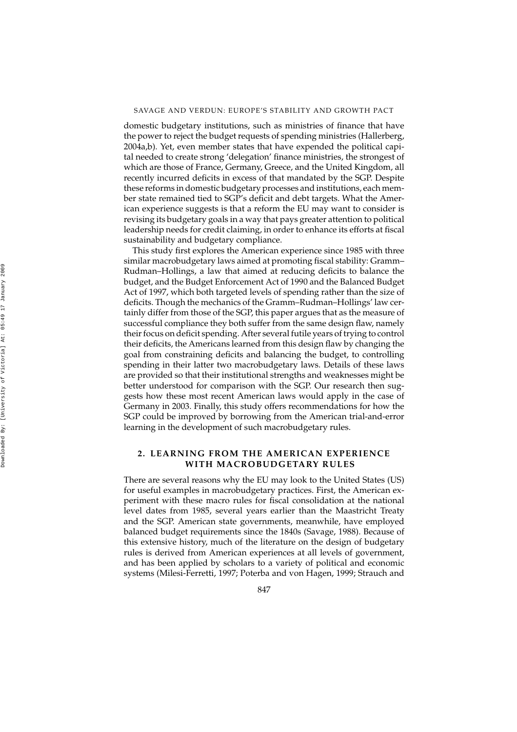domestic budgetary institutions, such as ministries of finance that have the power to reject the budget requests of spending ministries (Hallerberg, 2004a,b). Yet, even member states that have expended the political capital needed to create strong 'delegation' finance ministries, the strongest of which are those of France, Germany, Greece, and the United Kingdom, all recently incurred deficits in excess of that mandated by the SGP. Despite these reforms in domestic budgetary processes and institutions, each member state remained tied to SGP's deficit and debt targets. What the American experience suggests is that a reform the EU may want to consider is revising its budgetary goals in a way that pays greater attention to political leadership needs for credit claiming, in order to enhance its efforts at fiscal sustainability and budgetary compliance.

This study first explores the American experience since 1985 with three similar macrobudgetary laws aimed at promoting fiscal stability: Gramm–Rudman–Hollings, a law that aimed at reducing deficits to balance the budget, and the Budget Enforcement Act of 1990 and the Balanced Budget Act of 1997, which both targeted levels of spending rather than the size of deficits. Though the mechanics of the Gramm–Rudman–Hollings' law certainly differ from those of the SGP, this paper argues that as the measure of successful compliance they both suffer from the same design flaw, namely their focus on deficit spending. After several futile years of trying to control their deficits, the Americans learned from this design flaw by changing the goal from constraining deficits and balancing the budget, to controlling spending in their latter two macrobudgetary laws. Details of these laws are provided so that their institutional strengths and weaknesses might be better understood for comparison with the SGP. Our research then suggests how these most recent American laws would apply in the case of Germany in 2003. Finally, this study offers recommendations for how the SGP could be improved by borrowing from the American trial-and-error learning in the development of such macrobudgetary rules.

## 2. LEARNING FROM THE AMERICAN EXPERIENCE WITH MACROBUDGETARY RULES

There are several reasons why the EU may look to the United States (US) for useful examples in macrobudgetary practices. First, the American experiment with these macro rules for fiscal consolidation at the national level dates from 1985, several years earlier than the Maastricht Treaty and the SGP. American state governments, meanwhile, have employed balanced budget requirements since the 1840s (Savage, 1988). Because of this extensive history, much of the literature on the design of budgetary rules is derived from American experiences at all levels of government, and has been applied by scholars to a variety of political and economic systems (Milesi-Ferretti, 1997; Poterba and von Hagen, 1999; Strauch and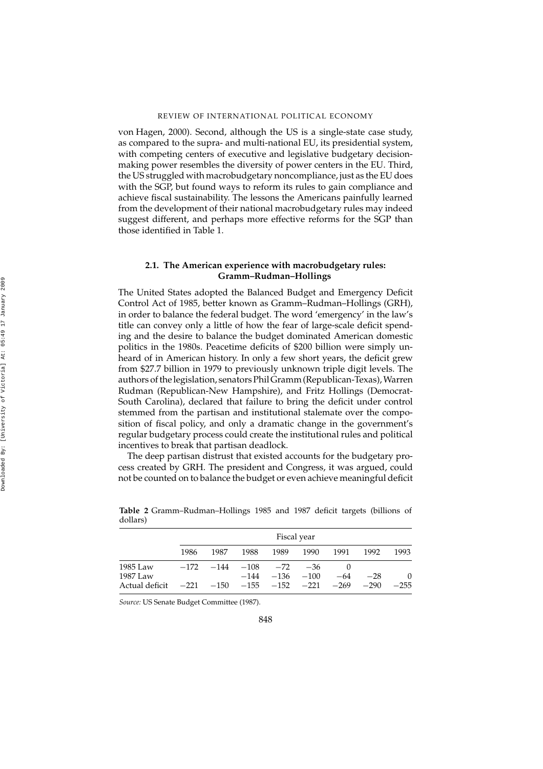von Hagen, 2000). Second, although the US is a single-state case study, as compared to the supra- and multi-national EU, its presidential system, with competing centers of executive and legislative budgetary decision-making power resembles the diversity of power centers in the EU. Third, the US struggled with macrobudgetary noncompliance, just as the EU does with the SGP, but found ways to reform its rules to gain compliance and achieve fiscal sustainability. The lessons the Americans painfully learned from the development of their national macrobudgetary rules may indeed suggest different, and perhaps more effective reforms for the SGP than those identified in Table 1.

### 2.1. The American experience with macrobudgetary rules: Gramm–Rudman–Hollings

The United States adopted the Balanced Budget and Emergency Deficit Control Act of 1985, better known as Gramm–Rudman–Hollings (GRH), in order to balance the federal budget. The word 'emergency' in the law's title can convey only a little of how the fear of large-scale deficit spending and the desire to balance the budget dominated American domestic politics in the 1980s. Peacetime deficits of $200 billion were simply unheard of in American history. In only a few short years, the deficit grew from $27.7 billion in 1979 to previously unknown triple digit levels. The authors of the legislation, senators Phil Gramm (Republican-Texas), Warren Rudman (Republican-New Hampshire), and Fritz Hollings (Democrat-South Carolina), declared that failure to bring the deficit under control stemmed from the partisan and institutional stalemate over the composition of fiscal policy, and only a dramatic change in the government's regular budgetary process could create the institutional rules and political incentives to break that partisan deadlock.

The deep partisan distrust that existed accounts for the budgetary process created by GRH. The president and Congress, it was argued, could not be counted on to balance the budget or even achieve meaningful deficit

**Table 2** Gramm–Rudman–Hollings 1985 and 1987 deficit targets (billions of dollars)

| | Fiscal year | | | | | | | |
|---|---|---|---|---|---|---|---|---|
| | 1986 | 1987 | 1988 | 1989 | 1990 | 1991 | 1992 | 1993 |
| 1985 Law | −172 | −144 | −108 | −72 | −36 | 0 | | |
| 1987 Law | | | −144 | −136 | −100 | −64 | −28 | 0 |
| Actual deficit | −221 | −150 | −155 | −152 | −221 | −269 | −290 | −255 |

*Source:* US Senate Budget Committee (1987).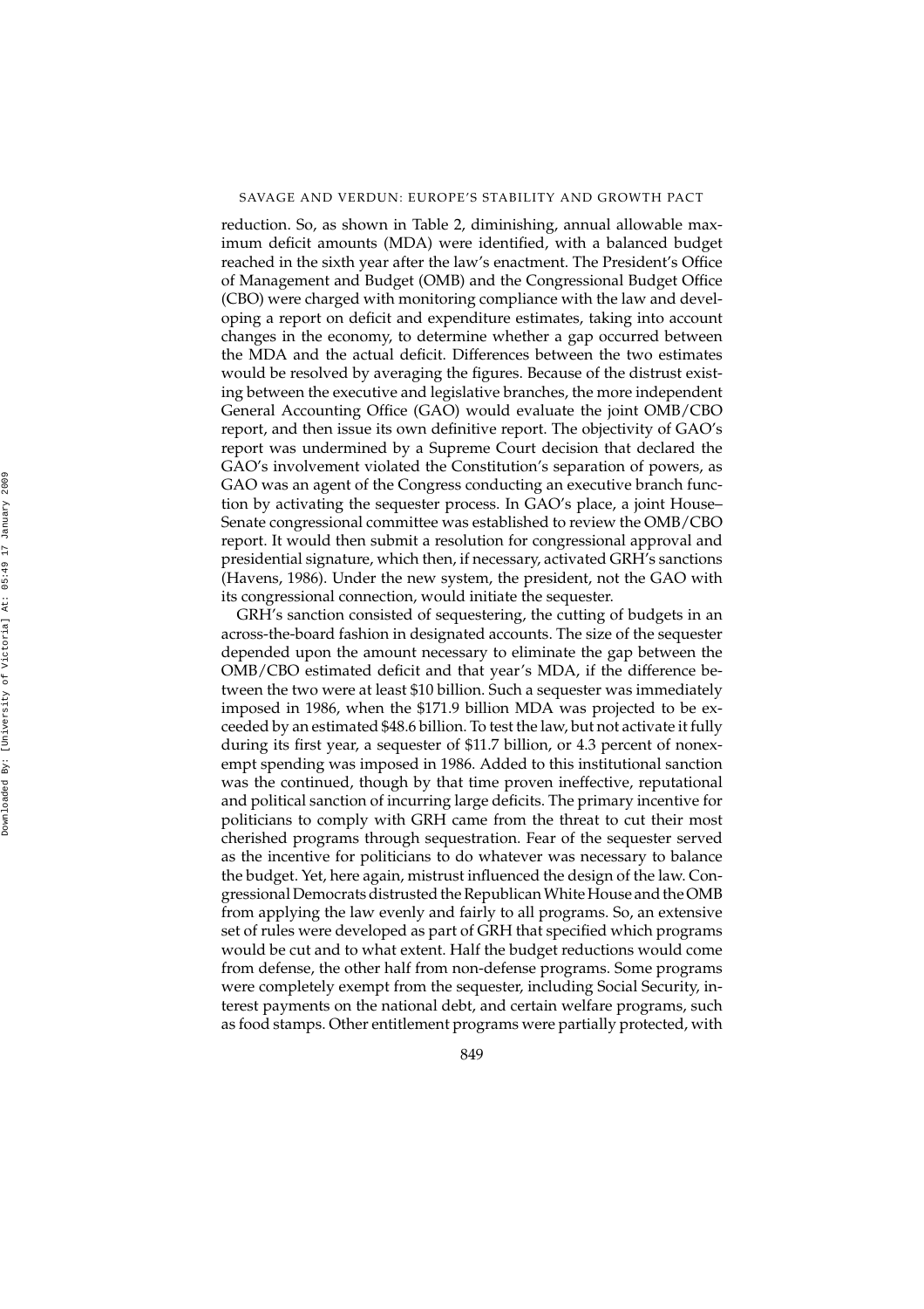reduction. So, as shown in Table 2, diminishing, annual allowable maximum deficit amounts (MDA) were identified, with a balanced budget reached in the sixth year after the law's enactment. The President's Office of Management and Budget (OMB) and the Congressional Budget Office (CBO) were charged with monitoring compliance with the law and developing a report on deficit and expenditure estimates, taking into account changes in the economy, to determine whether a gap occurred between the MDA and the actual deficit. Differences between the two estimates would be resolved by averaging the figures. Because of the distrust existing between the executive and legislative branches, the more independent General Accounting Office (GAO) would evaluate the joint OMB/CBO report, and then issue its own definitive report. The objectivity of GAO's report was undermined by a Supreme Court decision that declared the GAO's involvement violated the Constitution's separation of powers, as GAO was an agent of the Congress conducting an executive branch function by activating the sequester process. In GAO's place, a joint House–Senate congressional committee was established to review the OMB/CBO report. It would then submit a resolution for congressional approval and presidential signature, which then, if necessary, activated GRH's sanctions (Havens, 1986). Under the new system, the president, not the GAO with its congressional connection, would initiate the sequester.

GRH's sanction consisted of sequestering, the cutting of budgets in an across-the-board fashion in designated accounts. The size of the sequester depended upon the amount necessary to eliminate the gap between the OMB/CBO estimated deficit and that year's MDA, if the difference between the two were at least \$10 billion. Such a sequester was immediately imposed in 1986, when the \$171.9 billion MDA was projected to be exceeded by an estimated \$48.6 billion. To test the law, but not activate it fully during its first year, a sequester of \$11.7 billion, or 4.3 percent of nonexempt spending was imposed in 1986. Added to this institutional sanction was the continued, though by that time proven ineffective, reputational and political sanction of incurring large deficits. The primary incentive for politicians to comply with GRH came from the threat to cut their most cherished programs through sequestration. Fear of the sequester served as the incentive for politicians to do whatever was necessary to balance the budget. Yet, here again, mistrust influenced the design of the law. Congressional Democrats distrusted the Republican White House and the OMB from applying the law evenly and fairly to all programs. So, an extensive set of rules were developed as part of GRH that specified which programs would be cut and to what extent. Half the budget reductions would come from defense, the other half from non-defense programs. Some programs were completely exempt from the sequester, including Social Security, interest payments on the national debt, and certain welfare programs, such as food stamps. Other entitlement programs were partially protected, with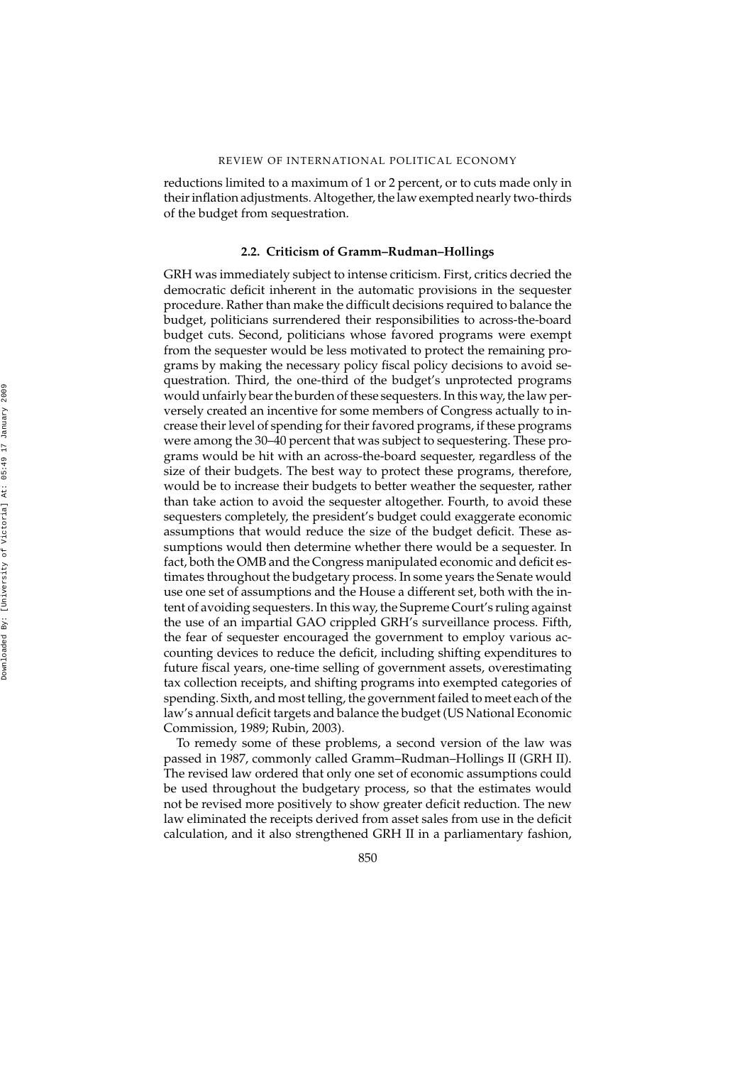reductions limited to a maximum of 1 or 2 percent, or to cuts made only in their inflation adjustments. Altogether, the law exempted nearly two-thirds of the budget from sequestration.

### 2.2. Criticism of Gramm–Rudman–Hollings

GRH was immediately subject to intense criticism. First, critics decried the democratic deficit inherent in the automatic provisions in the sequester procedure. Rather than make the difficult decisions required to balance the budget, politicians surrendered their responsibilities to across-the-board budget cuts. Second, politicians whose favored programs were exempt from the sequester would be less motivated to protect the remaining programs by making the necessary policy fiscal policy decisions to avoid sequestration. Third, the one-third of the budget's unprotected programs would unfairly bear the burden of these sequesters. In this way, the law perversely created an incentive for some members of Congress actually to increase their level of spending for their favored programs, if these programs were among the 30–40 percent that was subject to sequestering. These programs would be hit with an across-the-board sequester, regardless of the size of their budgets. The best way to protect these programs, therefore, would be to increase their budgets to better weather the sequester, rather than take action to avoid the sequester altogether. Fourth, to avoid these sequesters completely, the president's budget could exaggerate economic assumptions that would reduce the size of the budget deficit. These assumptions would then determine whether there would be a sequester. In fact, both the OMB and the Congress manipulated economic and deficit estimates throughout the budgetary process. In some years the Senate would use one set of assumptions and the House a different set, both with the intent of avoiding sequesters. In this way, the Supreme Court's ruling against the use of an impartial GAO crippled GRH's surveillance process. Fifth, the fear of sequester encouraged the government to employ various accounting devices to reduce the deficit, including shifting expenditures to future fiscal years, one-time selling of government assets, overestimating tax collection receipts, and shifting programs into exempted categories of spending. Sixth, and most telling, the government failed to meet each of the law's annual deficit targets and balance the budget (US National Economic Commission, 1989; Rubin, 2003).

To remedy some of these problems, a second version of the law was passed in 1987, commonly called Gramm–Rudman–Hollings II (GRH II). The revised law ordered that only one set of economic assumptions could be used throughout the budgetary process, so that the estimates would not be revised more positively to show greater deficit reduction. The new law eliminated the receipts derived from asset sales from use in the deficit calculation, and it also strengthened GRH II in a parliamentary fashion,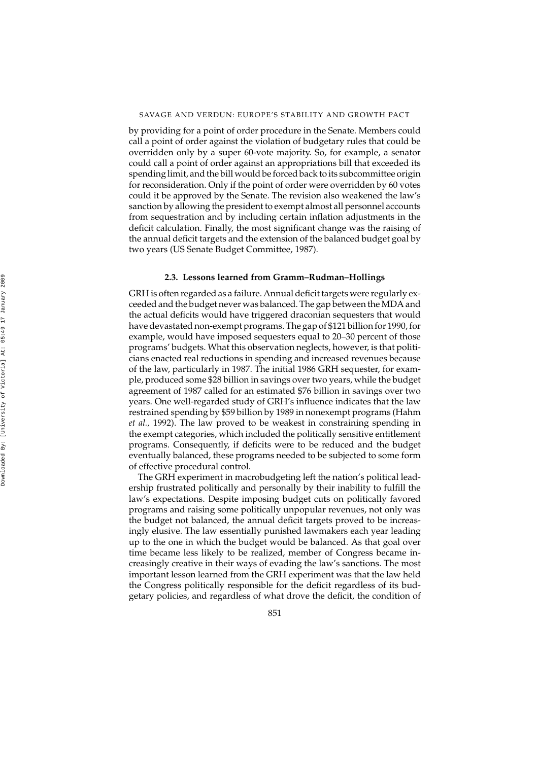by providing for a point of order procedure in the Senate. Members could call a point of order against the violation of budgetary rules that could be overridden only by a super 60-vote majority. So, for example, a senator could call a point of order against an appropriations bill that exceeded its spending limit, and the bill would be forced back to its subcommittee origin for reconsideration. Only if the point of order were overridden by 60 votes could it be approved by the Senate. The revision also weakened the law's sanction by allowing the president to exempt almost all personnel accounts from sequestration and by including certain inflation adjustments in the deficit calculation. Finally, the most significant change was the raising of the annual deficit targets and the extension of the balanced budget goal by two years (US Senate Budget Committee, 1987).

### 2.3. Lessons learned from Gramm–Rudman–Hollings

GRH is often regarded as a failure. Annual deficit targets were regularly exceeded and the budget never was balanced. The gap between the MDA and the actual deficits would have triggered draconian sequesters that would have devastated non-exempt programs. The gap of $121 billion for 1990, for example, would have imposed sequesters equal to 20–30 percent of those programs' budgets. What this observation neglects, however, is that politicians enacted real reductions in spending and increased revenues because of the law, particularly in 1987. The initial 1986 GRH sequester, for example, produced some $28 billion in savings over two years, while the budget agreement of 1987 called for an estimated $76 billion in savings over two years. One well-regarded study of GRH's influence indicates that the law restrained spending by $59 billion by 1989 in nonexempt programs (Hahm *et al.,* 1992). The law proved to be weakest in constraining spending in the exempt categories, which included the politically sensitive entitlement programs. Consequently, if deficits were to be reduced and the budget eventually balanced, these programs needed to be subjected to some form of effective procedural control.

The GRH experiment in macrobudgeting left the nation's political leadership frustrated politically and personally by their inability to fulfill the law's expectations. Despite imposing budget cuts on politically favored programs and raising some politically unpopular revenues, not only was the budget not balanced, the annual deficit targets proved to be increasingly elusive. The law essentially punished lawmakers each year leading up to the one in which the budget would be balanced. As that goal over time became less likely to be realized, member of Congress became increasingly creative in their ways of evading the law's sanctions. The most important lesson learned from the GRH experiment was that the law held the Congress politically responsible for the deficit regardless of its budgetary policies, and regardless of what drove the deficit, the condition of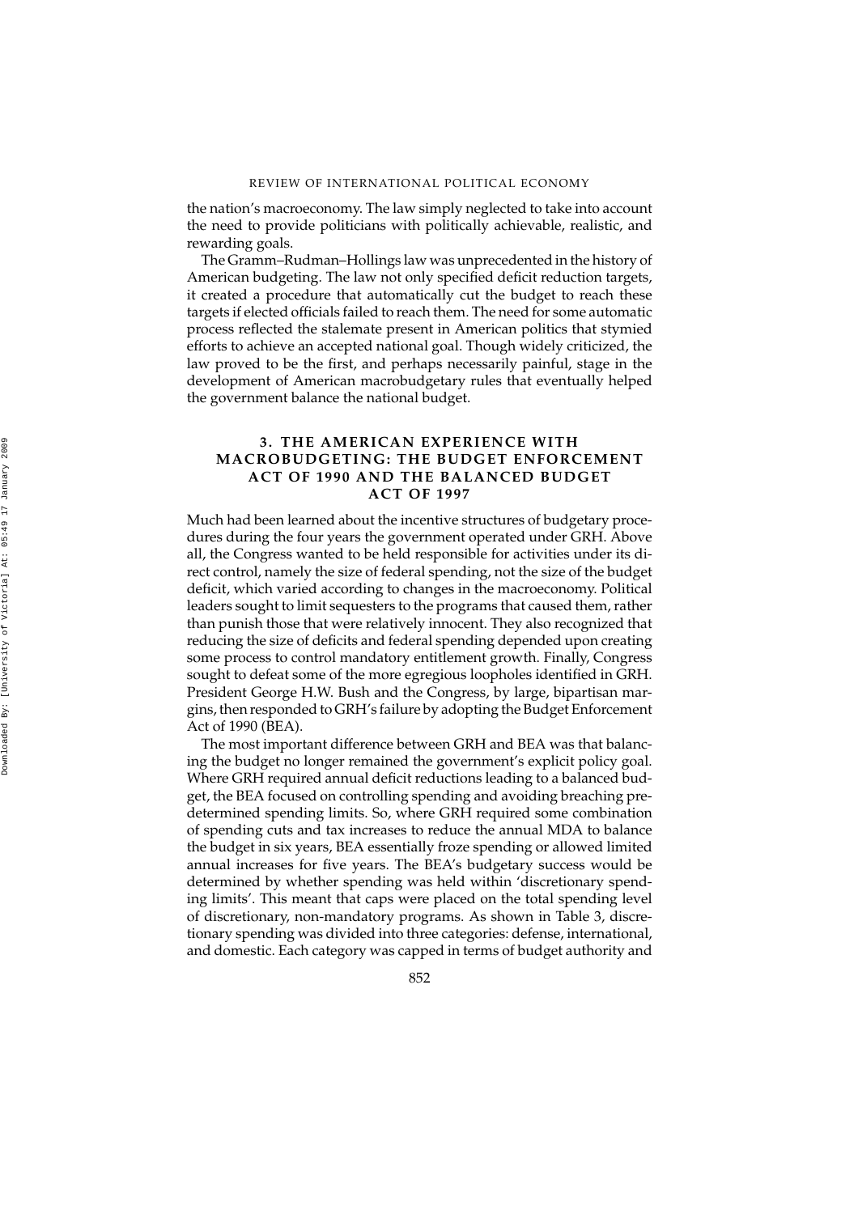the nation's macroeconomy. The law simply neglected to take into account the need to provide politicians with politically achievable, realistic, and rewarding goals.

The Gramm–Rudman–Hollings law was unprecedented in the history of American budgeting. The law not only specified deficit reduction targets, it created a procedure that automatically cut the budget to reach these targets if elected officials failed to reach them. The need for some automatic process reflected the stalemate present in American politics that stymied efforts to achieve an accepted national goal. Though widely criticized, the law proved to be the first, and perhaps necessarily painful, stage in the development of American macrobudgetary rules that eventually helped the government balance the national budget.

## 3. THE AMERICAN EXPERIENCE WITH MACROBUDGETING: THE BUDGET ENFORCEMENT ACT OF 1990 AND THE BALANCED BUDGET ACT OF 1997

Much had been learned about the incentive structures of budgetary procedures during the four years the government operated under GRH. Above all, the Congress wanted to be held responsible for activities under its direct control, namely the size of federal spending, not the size of the budget deficit, which varied according to changes in the macroeconomy. Political leaders sought to limit sequesters to the programs that caused them, rather than punish those that were relatively innocent. They also recognized that reducing the size of deficits and federal spending depended upon creating some process to control mandatory entitlement growth. Finally, Congress sought to defeat some of the more egregious loopholes identified in GRH. President George H.W. Bush and the Congress, by large, bipartisan margins, then responded to GRH's failure by adopting the Budget Enforcement Act of 1990 (BEA).

The most important difference between GRH and BEA was that balancing the budget no longer remained the government's explicit policy goal. Where GRH required annual deficit reductions leading to a balanced budget, the BEA focused on controlling spending and avoiding breaching predetermined spending limits. So, where GRH required some combination of spending cuts and tax increases to reduce the annual MDA to balance the budget in six years, BEA essentially froze spending or allowed limited annual increases for five years. The BEA's budgetary success would be determined by whether spending was held within 'discretionary spending limits'. This meant that caps were placed on the total spending level of discretionary, non-mandatory programs. As shown in Table 3, discretionary spending was divided into three categories: defense, international, and domestic. Each category was capped in terms of budget authority and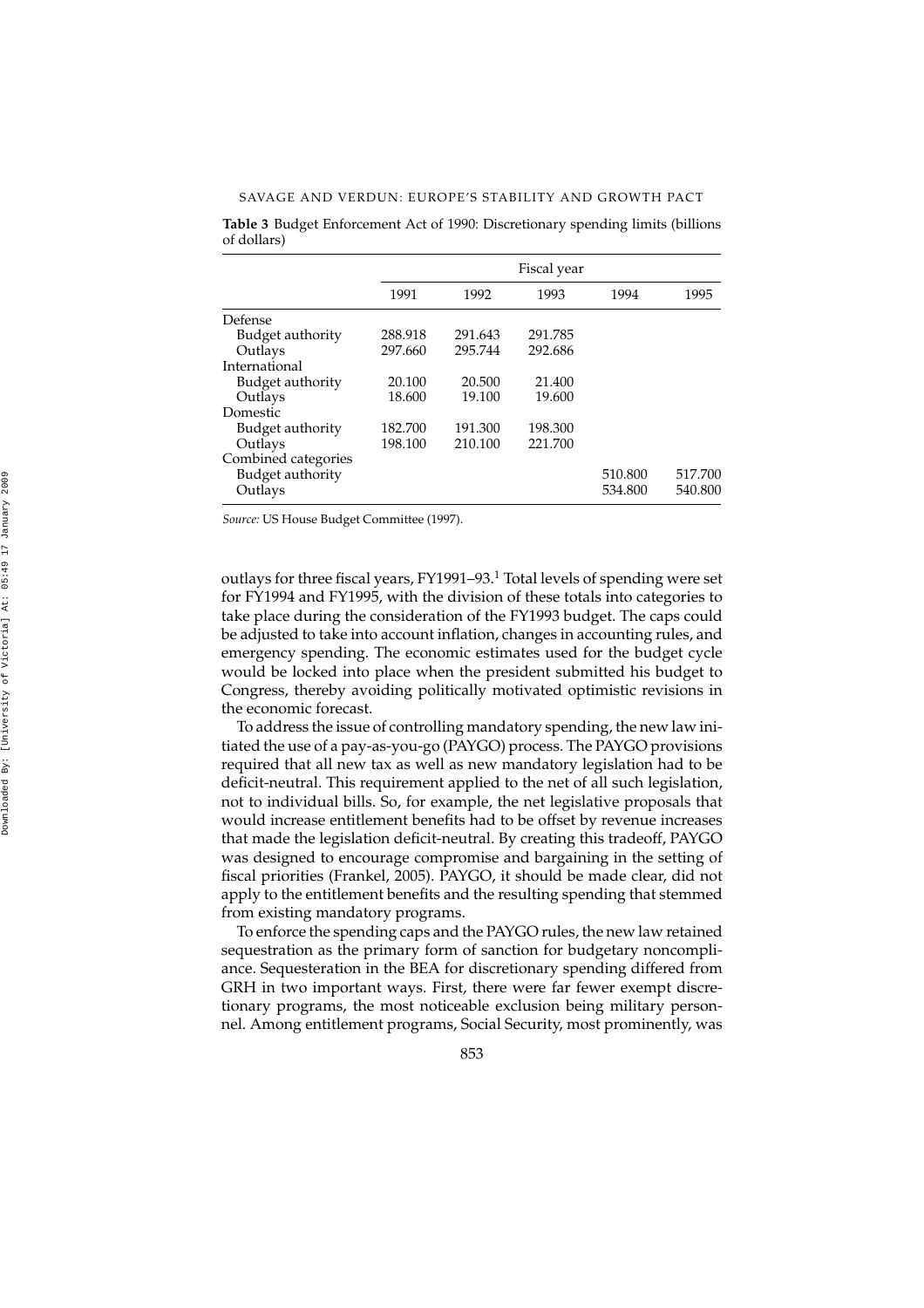**Table 3** Budget Enforcement Act of 1990: Discretionary spending limits (billions of dollars)

| | Fiscal year | | | | |
|---|---|---|---|---|---|
| | 1991 | 1992 | 1993 | 1994 | 1995 |
| Defense | | | | | |
| Budget authority | 288.918 | 291.643 | 291.785 | | |
| Outlays | 297.660 | 295.744 | 292.686 | | |
| International | | | | | |
| Budget authority | 20.100 | 20.500 | 21.400 | | |
| Outlays | 18.600 | 19.100 | 19.600 | | |
| Domestic | | | | | |
| Budget authority | 182.700 | 191.300 | 198.300 | | |
| Outlays | 198.100 | 210.100 | 221.700 | | |
| Combined categories | | | | | |
| Budget authority | | | | 510.800 | 517.700 |
| Outlays | | | | 534.800 | 540.800 |

*Source:* US House Budget Committee (1997).

outlays for three fiscal years, FY1991–93.[1] Total levels of spending were set for FY1994 and FY1995, with the division of these totals into categories to take place during the consideration of the FY1993 budget. The caps could be adjusted to take into account inflation, changes in accounting rules, and emergency spending. The economic estimates used for the budget cycle would be locked into place when the president submitted his budget to Congress, thereby avoiding politically motivated optimistic revisions in the economic forecast.

To address the issue of controlling mandatory spending, the new law initiated the use of a pay-as-you-go (PAYGO) process. The PAYGO provisions required that all new tax as well as new mandatory legislation had to be deficit-neutral. This requirement applied to the net of all such legislation, not to individual bills. So, for example, the net legislative proposals that would increase entitlement benefits had to be offset by revenue increases that made the legislation deficit-neutral. By creating this tradeoff, PAYGO was designed to encourage compromise and bargaining in the setting of fiscal priorities (Frankel, 2005). PAYGO, it should be made clear, did not apply to the entitlement benefits and the resulting spending that stemmed from existing mandatory programs.

To enforce the spending caps and the PAYGO rules, the new law retained sequestration as the primary form of sanction for budgetary noncompliance. Sequesteration in the BEA for discretionary spending differed from GRH in two important ways. First, there were far fewer exempt discretionary programs, the most noticeable exclusion being military personnel. Among entitlement programs, Social Security, most prominently, was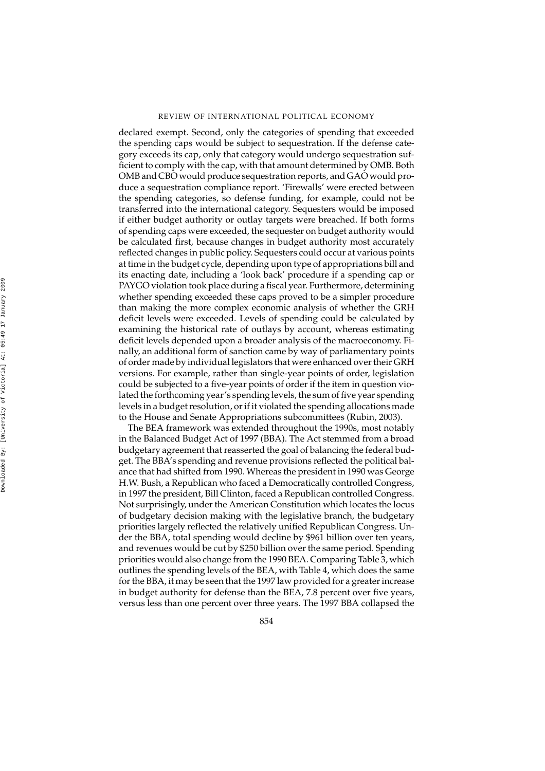declared exempt. Second, only the categories of spending that exceeded the spending caps would be subject to sequestration. If the defense category exceeds its cap, only that category would undergo sequestration sufficient to comply with the cap, with that amount determined by OMB. Both OMB and CBO would produce sequestration reports, and GAO would produce a sequestration compliance report. 'Firewalls' were erected between the spending categories, so defense funding, for example, could not be transferred into the international category. Sequesters would be imposed if either budget authority or outlay targets were breached. If both forms of spending caps were exceeded, the sequester on budget authority would be calculated first, because changes in budget authority most accurately reflected changes in public policy. Sequesters could occur at various points at time in the budget cycle, depending upon type of appropriations bill and its enacting date, including a 'look back' procedure if a spending cap or PAYGO violation took place during a fiscal year. Furthermore, determining whether spending exceeded these caps proved to be a simpler procedure than making the more complex economic analysis of whether the GRH deficit levels were exceeded. Levels of spending could be calculated by examining the historical rate of outlays by account, whereas estimating deficit levels depended upon a broader analysis of the macroeconomy. Finally, an additional form of sanction came by way of parliamentary points of order made by individual legislators that were enhanced over their GRH versions. For example, rather than single-year points of order, legislation could be subjected to a five-year points of order if the item in question violated the forthcoming year's spending levels, the sum of five year spending levels in a budget resolution, or if it violated the spending allocations made to the House and Senate Appropriations subcommittees (Rubin, 2003).

The BEA framework was extended throughout the 1990s, most notably in the Balanced Budget Act of 1997 (BBA). The Act stemmed from a broad budgetary agreement that reasserted the goal of balancing the federal budget. The BBA's spending and revenue provisions reflected the political balance that had shifted from 1990. Whereas the president in 1990 was George H.W. Bush, a Republican who faced a Democratically controlled Congress, in 1997 the president, Bill Clinton, faced a Republican controlled Congress. Not surprisingly, under the American Constitution which locates the locus of budgetary decision making with the legislative branch, the budgetary priorities largely reflected the relatively unified Republican Congress. Under the BBA, total spending would decline by \$961 billion over ten years, and revenues would be cut by \$250 billion over the same period. Spending priorities would also change from the 1990 BEA. Comparing Table 3, which outlines the spending levels of the BEA, with Table 4, which does the same for the BBA, it may be seen that the 1997 law provided for a greater increase in budget authority for defense than the BEA, 7.8 percent over five years, versus less than one percent over three years. The 1997 BBA collapsed the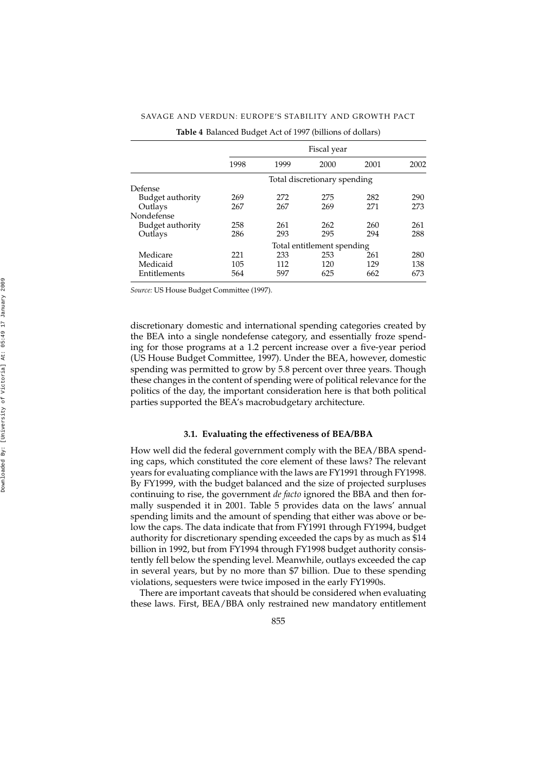**Table 4** Balanced Budget Act of 1997 (billions of dollars)

| | Fiscal year | | | | |
|---|---|---|---|---|---|
| | 1998 | 1999 | 2000 | 2001 | 2002 |
| | Total discretionary spending | | | | |
| Defense | | | | | |
| Budget authority | 269 | 272 | 275 | 282 | 290 |
| Outlays | 267 | 267 | 269 | 271 | 273 |
| Nondefense | | | | | |
| Budget authority | 258 | 261 | 262 | 260 | 261 |
| Outlays | 286 | 293 | 295 | 294 | 288 |
| | Total entitlement spending | | | | |
| Medicare | 221 | 233 | 253 | 261 | 280 |
| Medicaid | 105 | 112 | 120 | 129 | 138 |
| Entitlements | 564 | 597 | 625 | 662 | 673 |

*Source:* US House Budget Committee (1997).

discretionary domestic and international spending categories created by the BEA into a single nondefense category, and essentially froze spending for those programs at a 1.2 percent increase over a five-year period (US House Budget Committee, 1997). Under the BEA, however, domestic spending was permitted to grow by 5.8 percent over three years. Though these changes in the content of spending were of political relevance for the politics of the day, the important consideration here is that both political parties supported the BEA's macrobudgetary architecture.

### 3.1. Evaluating the effectiveness of BEA/BBA

How well did the federal government comply with the BEA/BBA spending caps, which constituted the core element of these laws? The relevant years for evaluating compliance with the laws are FY1991 through FY1998. By FY1999, with the budget balanced and the size of projected surpluses continuing to rise, the government *de facto* ignored the BBA and then formally suspended it in 2001. Table 5 provides data on the laws' annual spending limits and the amount of spending that either was above or below the caps. The data indicate that from FY1991 through FY1994, budget authority for discretionary spending exceeded the caps by as much as $14 billion in 1992, but from FY1994 through FY1998 budget authority consistently fell below the spending level. Meanwhile, outlays exceeded the cap in several years, but by no more than $7 billion. Due to these spending violations, sequesters were twice imposed in the early FY1990s.

There are important caveats that should be considered when evaluating these laws. First, BEA/BBA only restrained new mandatory entitlement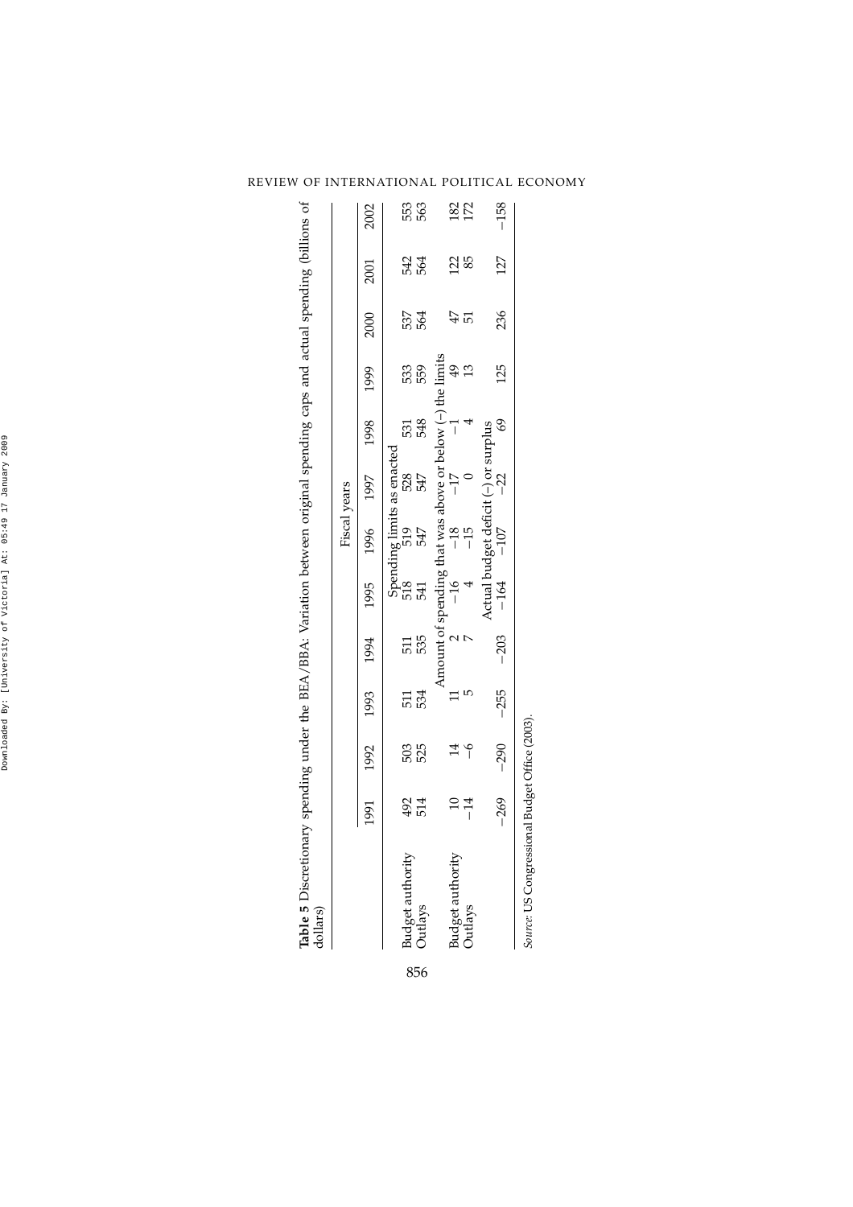**Table 5** Discretionary spending under the BEA/BBA: Variation between original spending caps and actual spending (billions of dollars)

| | Fiscal years | | | | | | | | | | | |
|---|---|---|---|---|---|---|---|---|---|---|---|---|
| | 1991 | 1992 | 1993 | 1994 | 1995 | 1996 | 1997 | 1998 | 1999 | 2000 | 2001 | 2002 |
| | Spending limits as enacted | | | | | | | | | | | |
| Budget authority | 492 | 503 | 511 | 511 | 518 | 519 | 528 | 531 | 533 | 537 | 542 | 553 |
| Outlays | 514 | 525 | 534 | 535 | 541 | 547 | 547 | 548 | 559 | 564 | 564 | 563 |
| | Amount of spending that was above or below (−) the limits | | | | | | | | | | | |
| Budget authority | 10 | 14 | 11 | 2 | −16 | −18 | −17 | −1 | 49 | 47 | 122 | 182 |
| Outlays | −14 | −6 | 5 | 7 | 4 | −15 | 0 | 4 | 13 | 51 | 85 | 172 |
| | Actual budget deficit (−) or surplus | | | | | | | | | | | |
| | −269 | −290 | −255 | −203 | −164 | −107 | −22 | 69 | 125 | 236 | 127 | −158 |

*Source*: US Congressional Budget Office (2003).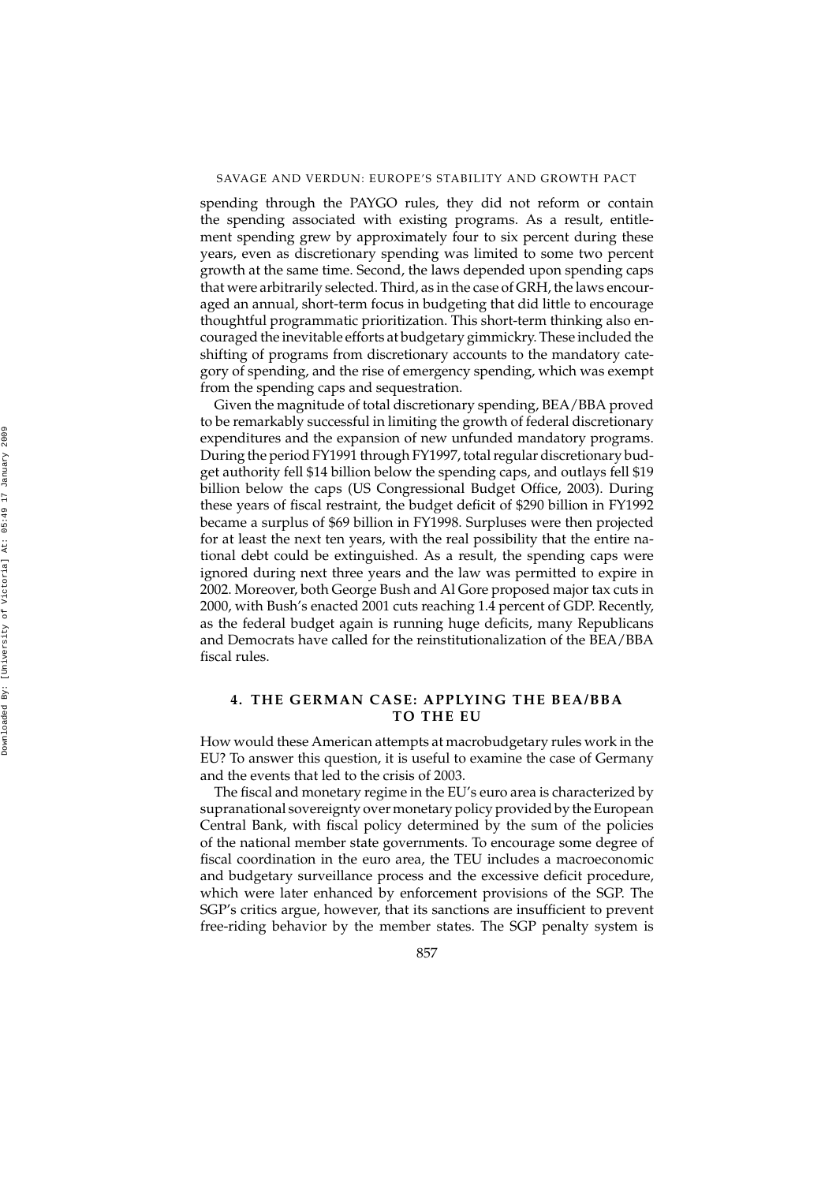spending through the PAYGO rules, they did not reform or contain the spending associated with existing programs. As a result, entitlement spending grew by approximately four to six percent during these years, even as discretionary spending was limited to some two percent growth at the same time. Second, the laws depended upon spending caps that were arbitrarily selected. Third, as in the case of GRH, the laws encouraged an annual, short-term focus in budgeting that did little to encourage thoughtful programmatic prioritization. This short-term thinking also encouraged the inevitable efforts at budgetary gimmickry. These included the shifting of programs from discretionary accounts to the mandatory category of spending, and the rise of emergency spending, which was exempt from the spending caps and sequestration.

Given the magnitude of total discretionary spending, BEA/BBA proved to be remarkably successful in limiting the growth of federal discretionary expenditures and the expansion of new unfunded mandatory programs. During the period FY1991 through FY1997, total regular discretionary budget authority fell $14 billion below the spending caps, and outlays fell $19 billion below the caps (US Congressional Budget Office, 2003). During these years of fiscal restraint, the budget deficit of $290 billion in FY1992 became a surplus of $69 billion in FY1998. Surpluses were then projected for at least the next ten years, with the real possibility that the entire national debt could be extinguished. As a result, the spending caps were ignored during next three years and the law was permitted to expire in 2002. Moreover, both George Bush and Al Gore proposed major tax cuts in 2000, with Bush's enacted 2001 cuts reaching 1.4 percent of GDP. Recently, as the federal budget again is running huge deficits, many Republicans and Democrats have called for the reinstitutionalization of the BEA/BBA fiscal rules.

## 4. THE GERMAN CASE: APPLYING THE BEA/BBA TO THE EU

How would these American attempts at macrobudgetary rules work in the EU? To answer this question, it is useful to examine the case of Germany and the events that led to the crisis of 2003.

The fiscal and monetary regime in the EU's euro area is characterized by supranational sovereignty over monetary policy provided by the European Central Bank, with fiscal policy determined by the sum of the policies of the national member state governments. To encourage some degree of fiscal coordination in the euro area, the TEU includes a macroeconomic and budgetary surveillance process and the excessive deficit procedure, which were later enhanced by enforcement provisions of the SGP. The SGP's critics argue, however, that its sanctions are insufficient to prevent free-riding behavior by the member states. The SGP penalty system is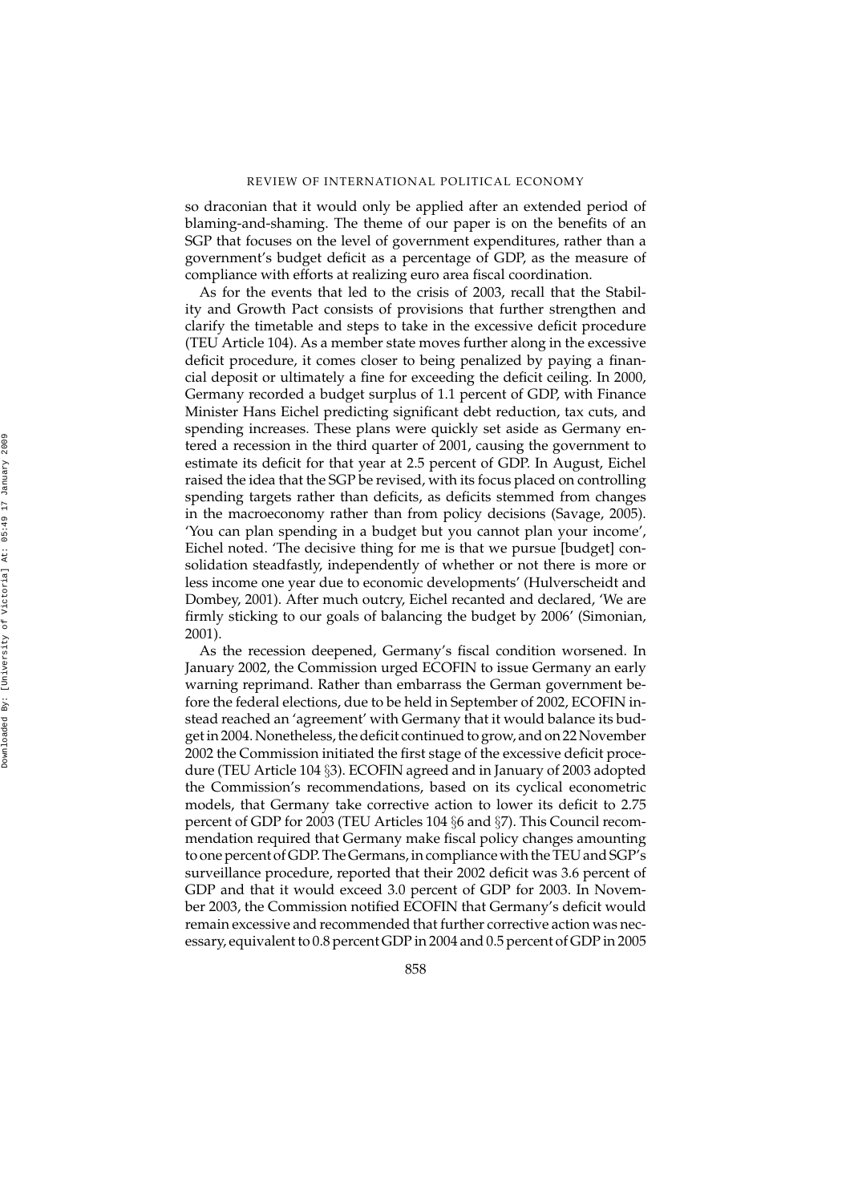so draconian that it would only be applied after an extended period of blaming-and-shaming. The theme of our paper is on the benefits of an SGP that focuses on the level of government expenditures, rather than a government's budget deficit as a percentage of GDP, as the measure of compliance with efforts at realizing euro area fiscal coordination.

As for the events that led to the crisis of 2003, recall that the Stability and Growth Pact consists of provisions that further strengthen and clarify the timetable and steps to take in the excessive deficit procedure (TEU Article 104). As a member state moves further along in the excessive deficit procedure, it comes closer to being penalized by paying a financial deposit or ultimately a fine for exceeding the deficit ceiling. In 2000, Germany recorded a budget surplus of 1.1 percent of GDP, with Finance Minister Hans Eichel predicting significant debt reduction, tax cuts, and spending increases. These plans were quickly set aside as Germany entered a recession in the third quarter of 2001, causing the government to estimate its deficit for that year at 2.5 percent of GDP. In August, Eichel raised the idea that the SGP be revised, with its focus placed on controlling spending targets rather than deficits, as deficits stemmed from changes in the macroeconomy rather than from policy decisions (Savage, 2005). 'You can plan spending in a budget but you cannot plan your income', Eichel noted. 'The decisive thing for me is that we pursue [budget] consolidation steadfastly, independently of whether or not there is more or less income one year due to economic developments' (Hulverscheidt and Dombey, 2001). After much outcry, Eichel recanted and declared, 'We are firmly sticking to our goals of balancing the budget by 2006' (Simonian, 2001).

As the recession deepened, Germany's fiscal condition worsened. In January 2002, the Commission urged ECOFIN to issue Germany an early warning reprimand. Rather than embarrass the German government before the federal elections, due to be held in September of 2002, ECOFIN instead reached an 'agreement' with Germany that it would balance its budget in 2004. Nonetheless, the deficit continued to grow, and on 22 November 2002 the Commission initiated the first stage of the excessive deficit procedure (TEU Article 104 §3). ECOFIN agreed and in January of 2003 adopted the Commission's recommendations, based on its cyclical econometric models, that Germany take corrective action to lower its deficit to 2.75 percent of GDP for 2003 (TEU Articles 104 §6 and §7). This Council recommendation required that Germany make fiscal policy changes amounting to one percent of GDP. The Germans, in compliance with the TEU and SGP's surveillance procedure, reported that their 2002 deficit was 3.6 percent of GDP and that it would exceed 3.0 percent of GDP for 2003. In November 2003, the Commission notified ECOFIN that Germany's deficit would remain excessive and recommended that further corrective action was necessary, equivalent to 0.8 percent GDP in 2004 and 0.5 percent of GDP in 2005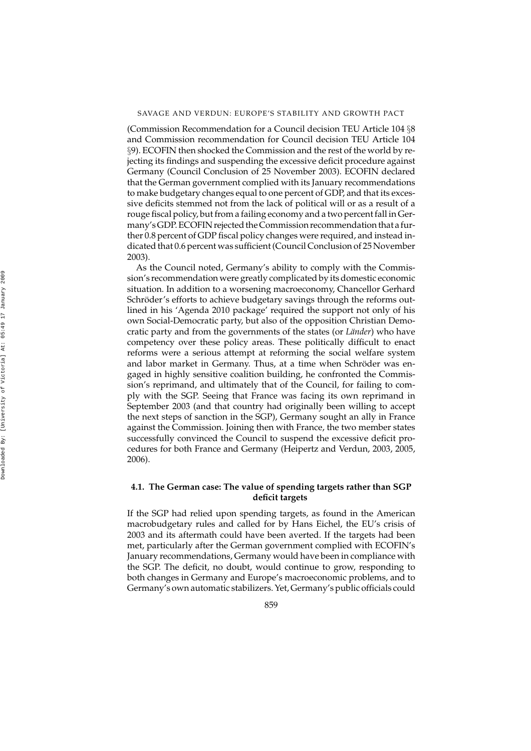(Commission Recommendation for a Council decision TEU Article 104 §8 and Commission recommendation for Council decision TEU Article 104 §9). ECOFIN then shocked the Commission and the rest of the world by rejecting its findings and suspending the excessive deficit procedure against Germany (Council Conclusion of 25 November 2003). ECOFIN declared that the German government complied with its January recommendations to make budgetary changes equal to one percent of GDP, and that its excessive deficits stemmed not from the lack of political will or as a result of a rouge fiscal policy, but from a failing economy and a two percent fall in Germany's GDP. ECOFIN rejected the Commission recommendation that a further 0.8 percent of GDP fiscal policy changes were required, and instead indicated that 0.6 percent was sufficient (Council Conclusion of 25 November 2003).

As the Council noted, Germany's ability to comply with the Commission's recommendation were greatly complicated by its domestic economic situation. In addition to a worsening macroeconomy, Chancellor Gerhard Schröder's efforts to achieve budgetary savings through the reforms outlined in his 'Agenda 2010 package' required the support not only of his own Social-Democratic party, but also of the opposition Christian Democratic party and from the governments of the states (or *Länder*) who have competency over these policy areas. These politically difficult to enact reforms were a serious attempt at reforming the social welfare system and labor market in Germany. Thus, at a time when Schröder was engaged in highly sensitive coalition building, he confronted the Commission's reprimand, and ultimately that of the Council, for failing to comply with the SGP. Seeing that France was facing its own reprimand in September 2003 (and that country had originally been willing to accept the next steps of sanction in the SGP), Germany sought an ally in France against the Commission. Joining then with France, the two member states successfully convinced the Council to suspend the excessive deficit procedures for both France and Germany (Heipertz and Verdun, 2003, 2005, 2006).

### 4.1. The German case: The value of spending targets rather than SGP deficit targets

If the SGP had relied upon spending targets, as found in the American macrobudgetary rules and called for by Hans Eichel, the EU's crisis of 2003 and its aftermath could have been averted. If the targets had been met, particularly after the German government complied with ECOFIN's January recommendations, Germany would have been in compliance with the SGP. The deficit, no doubt, would continue to grow, responding to both changes in Germany and Europe's macroeconomic problems, and to Germany's own automatic stabilizers. Yet, Germany's public officials could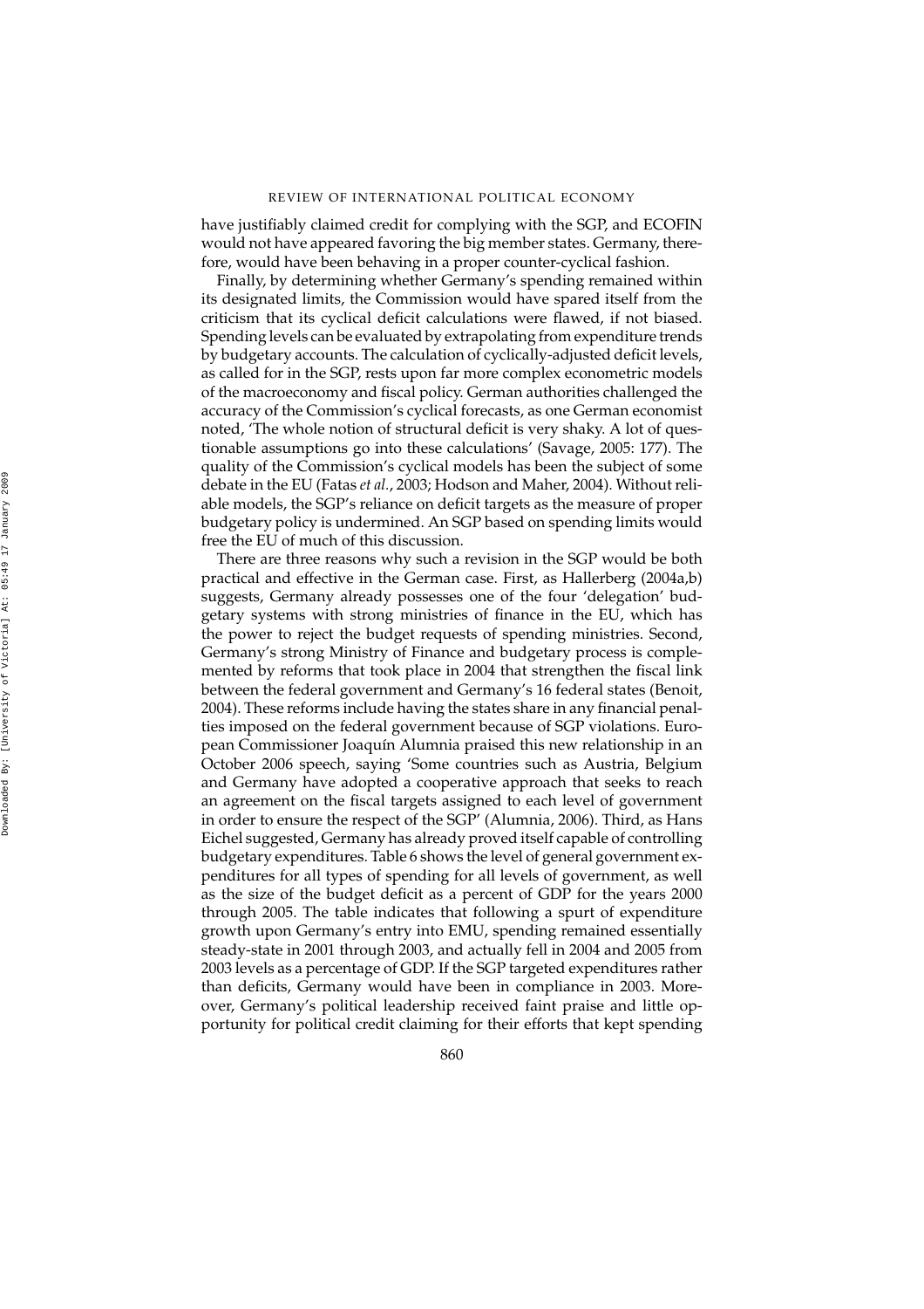have justifiably claimed credit for complying with the SGP, and ECOFIN would not have appeared favoring the big member states. Germany, therefore, would have been behaving in a proper counter-cyclical fashion.

Finally, by determining whether Germany's spending remained within its designated limits, the Commission would have spared itself from the criticism that its cyclical deficit calculations were flawed, if not biased. Spending levels can be evaluated by extrapolating from expenditure trends by budgetary accounts. The calculation of cyclically-adjusted deficit levels, as called for in the SGP, rests upon far more complex econometric models of the macroeconomy and fiscal policy. German authorities challenged the accuracy of the Commission's cyclical forecasts, as one German economist noted, 'The whole notion of structural deficit is very shaky. A lot of questionable assumptions go into these calculations' (Savage, 2005: 177). The quality of the Commission's cyclical models has been the subject of some debate in the EU (Fatas *et al.*, 2003; Hodson and Maher, 2004). Without reliable models, the SGP's reliance on deficit targets as the measure of proper budgetary policy is undermined. An SGP based on spending limits would free the EU of much of this discussion.

There are three reasons why such a revision in the SGP would be both practical and effective in the German case. First, as Hallerberg (2004a,b) suggests, Germany already possesses one of the four 'delegation' budgetary systems with strong ministries of finance in the EU, which has the power to reject the budget requests of spending ministries. Second, Germany's strong Ministry of Finance and budgetary process is complemented by reforms that took place in 2004 that strengthen the fiscal link between the federal government and Germany's 16 federal states (Benoit, 2004). These reforms include having the states share in any financial penalties imposed on the federal government because of SGP violations. European Commissioner Joaquín Alumnia praised this new relationship in an October 2006 speech, saying 'Some countries such as Austria, Belgium and Germany have adopted a cooperative approach that seeks to reach an agreement on the fiscal targets assigned to each level of government in order to ensure the respect of the SGP' (Alumnia, 2006). Third, as Hans Eichel suggested, Germany has already proved itself capable of controlling budgetary expenditures. Table 6 shows the level of general government expenditures for all types of spending for all levels of government, as well as the size of the budget deficit as a percent of GDP for the years 2000 through 2005. The table indicates that following a spurt of expenditure growth upon Germany's entry into EMU, spending remained essentially steady-state in 2001 through 2003, and actually fell in 2004 and 2005 from 2003 levels as a percentage of GDP. If the SGP targeted expenditures rather than deficits, Germany would have been in compliance in 2003. Moreover, Germany's political leadership received faint praise and little opportunity for political credit claiming for their efforts that kept spending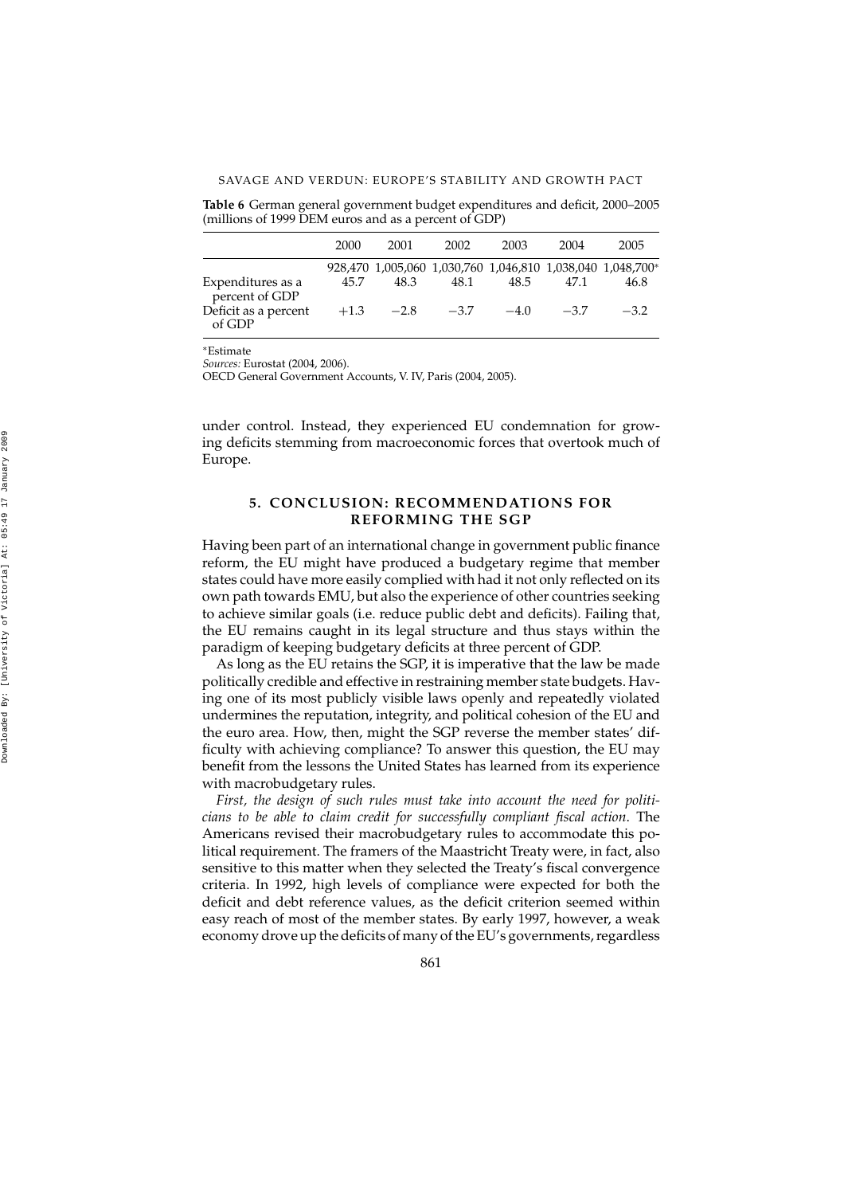**Table 6** German general government budget expenditures and deficit, 2000–2005 (millions of 1999 DEM euros and as a percent of GDP)

| | 2000 | 2001 | 2002 | 2003 | 2004 | 2005 |
|---|---|---|---|---|---|---|
| | 928,470 | 1,005,060 | 1,030,760 | 1,046,810 | 1,038,040 | 1,048,700* |
| Expenditures as a percent of GDP | 45.7 | 48.3 | 48.1 | 48.5 | 47.1 | 46.8 |
| Deficit as a percent of GDP | +1.3 | −2.8 | −3.7 | −4.0 | −3.7 | −3.2 |

*Estimate

*Sources:* Eurostat (2004, 2006).

OECD General Government Accounts, V. IV, Paris (2004, 2005).

under control. Instead, they experienced EU condemnation for growing deficits stemming from macroeconomic forces that overtook much of Europe.

## 5. CONCLUSION: RECOMMENDATIONS FOR REFORMING THE SGP

Having been part of an international change in government public finance reform, the EU might have produced a budgetary regime that member states could have more easily complied with had it not only reflected on its own path towards EMU, but also the experience of other countries seeking to achieve similar goals (i.e. reduce public debt and deficits). Failing that, the EU remains caught in its legal structure and thus stays within the paradigm of keeping budgetary deficits at three percent of GDP.

As long as the EU retains the SGP, it is imperative that the law be made politically credible and effective in restraining member state budgets. Having one of its most publicly visible laws openly and repeatedly violated undermines the reputation, integrity, and political cohesion of the EU and the euro area. How, then, might the SGP reverse the member states' difficulty with achieving compliance? To answer this question, the EU may benefit from the lessons the United States has learned from its experience with macrobudgetary rules.

*First, the design of such rules must take into account the need for politicians to be able to claim credit for successfully compliant fiscal action.* The Americans revised their macrobudgetary rules to accommodate this political requirement. The framers of the Maastricht Treaty were, in fact, also sensitive to this matter when they selected the Treaty's fiscal convergence criteria. In 1992, high levels of compliance were expected for both the deficit and debt reference values, as the deficit criterion seemed within easy reach of most of the member states. By early 1997, however, a weak economy drove up the deficits of many of the EU's governments, regardless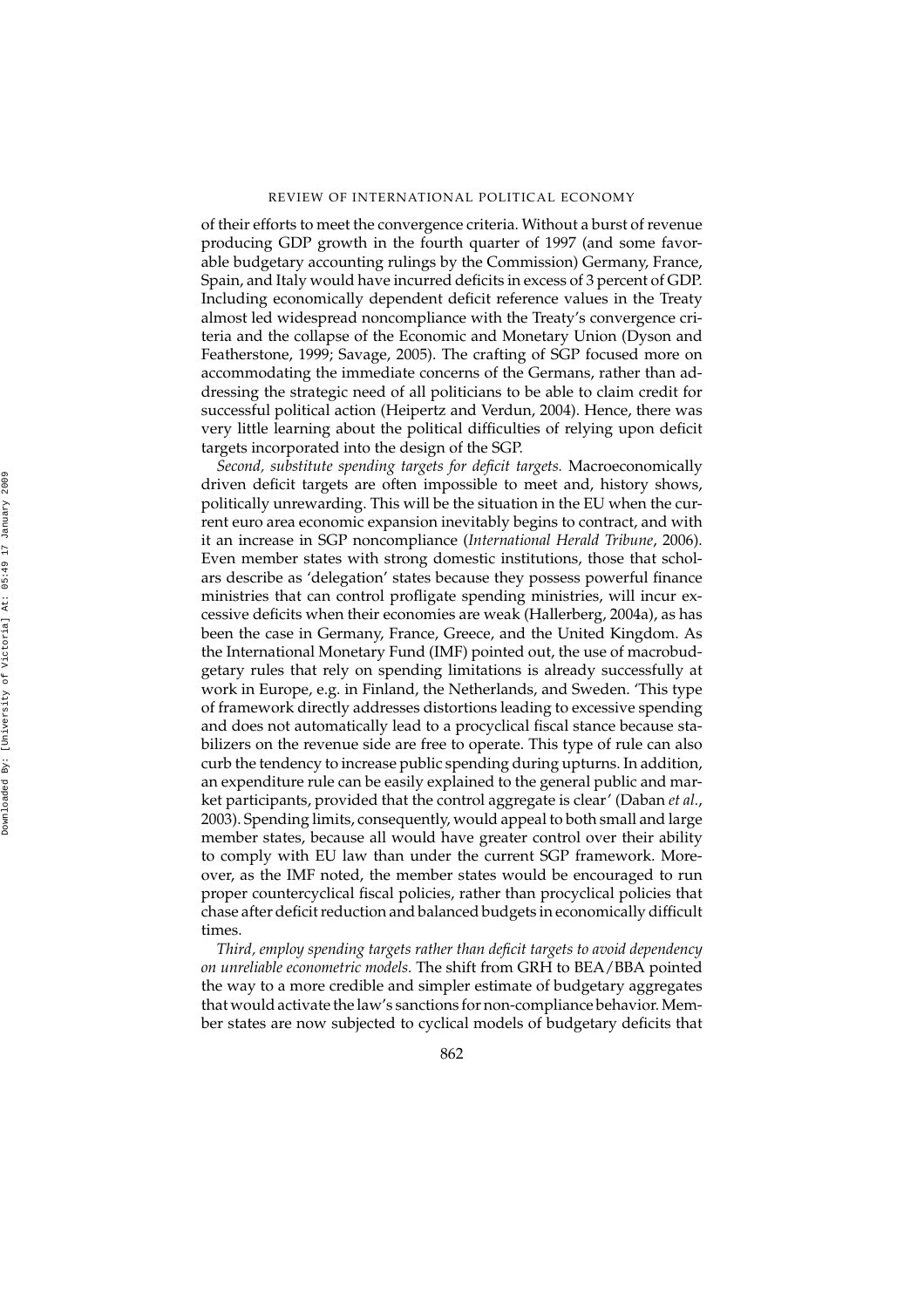of their efforts to meet the convergence criteria. Without a burst of revenue producing GDP growth in the fourth quarter of 1997 (and some favorable budgetary accounting rulings by the Commission) Germany, France, Spain, and Italy would have incurred deficits in excess of 3 percent of GDP. Including economically dependent deficit reference values in the Treaty almost led widespread noncompliance with the Treaty's convergence criteria and the collapse of the Economic and Monetary Union (Dyson and Featherstone, 1999; Savage, 2005). The crafting of SGP focused more on accommodating the immediate concerns of the Germans, rather than addressing the strategic need of all politicians to be able to claim credit for successful political action (Heipertz and Verdun, 2004). Hence, there was very little learning about the political difficulties of relying upon deficit targets incorporated into the design of the SGP.

*Second, substitute spending targets for deficit targets.* Macroeconomically driven deficit targets are often impossible to meet and, history shows, politically unrewarding. This will be the situation in the EU when the current euro area economic expansion inevitably begins to contract, and with it an increase in SGP noncompliance (*International Herald Tribune*, 2006). Even member states with strong domestic institutions, those that scholars describe as 'delegation' states because they possess powerful finance ministries that can control profligate spending ministries, will incur excessive deficits when their economies are weak (Hallerberg, 2004a), as has been the case in Germany, France, Greece, and the United Kingdom. As the International Monetary Fund (IMF) pointed out, the use of macrobudgetary rules that rely on spending limitations is already successfully at work in Europe, e.g. in Finland, the Netherlands, and Sweden. 'This type of framework directly addresses distortions leading to excessive spending and does not automatically lead to a procyclical fiscal stance because stabilizers on the revenue side are free to operate. This type of rule can also curb the tendency to increase public spending during upturns. In addition, an expenditure rule can be easily explained to the general public and market participants, provided that the control aggregate is clear' (Daban *et al.*, 2003). Spending limits, consequently, would appeal to both small and large member states, because all would have greater control over their ability to comply with EU law than under the current SGP framework. Moreover, as the IMF noted, the member states would be encouraged to run proper countercyclical fiscal policies, rather than procyclical policies that chase after deficit reduction and balanced budgets in economically difficult times.

*Third, employ spending targets rather than deficit targets to avoid dependency on unreliable econometric models.* The shift from GRH to BEA/BBA pointed the way to a more credible and simpler estimate of budgetary aggregates that would activate the law's sanctions for non-compliance behavior. Member states are now subjected to cyclical models of budgetary deficits that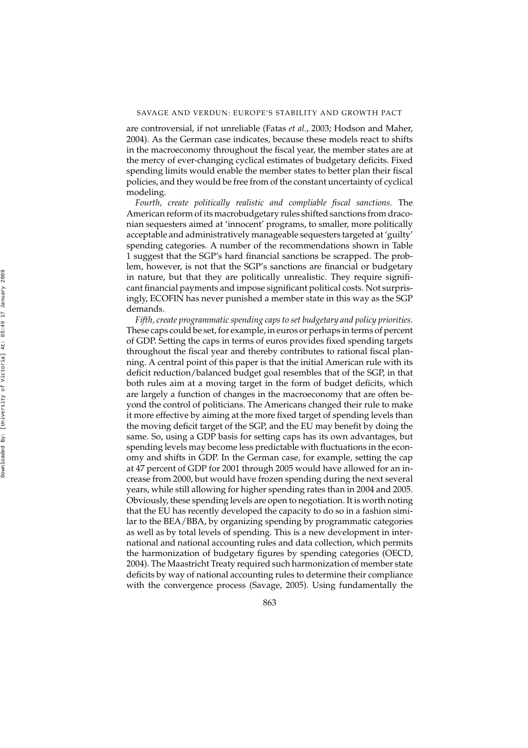are controversial, if not unreliable (Fatas *et al.*, 2003; Hodson and Maher, 2004). As the German case indicates, because these models react to shifts in the macroeconomy throughout the fiscal year, the member states are at the mercy of ever-changing cyclical estimates of budgetary deficits. Fixed spending limits would enable the member states to better plan their fiscal policies, and they would be free from of the constant uncertainty of cyclical modeling.

*Fourth, create politically realistic and compliable fiscal sanctions.* The American reform of its macrobudgetary rules shifted sanctions from draconian sequesters aimed at 'innocent' programs, to smaller, more politically acceptable and administratively manageable sequesters targeted at 'guilty' spending categories. A number of the recommendations shown in Table 1 suggest that the SGP's hard financial sanctions be scrapped. The problem, however, is not that the SGP's sanctions are financial or budgetary in nature, but that they are politically unrealistic. They require significant financial payments and impose significant political costs. Not surprisingly, ECOFIN has never punished a member state in this way as the SGP demands.

*Fifth, create programmatic spending caps to set budgetary and policy priorities.* These caps could be set, for example, in euros or perhaps in terms of percent of GDP. Setting the caps in terms of euros provides fixed spending targets throughout the fiscal year and thereby contributes to rational fiscal planning. A central point of this paper is that the initial American rule with its deficit reduction/balanced budget goal resembles that of the SGP, in that both rules aim at a moving target in the form of budget deficits, which are largely a function of changes in the macroeconomy that are often beyond the control of politicians. The Americans changed their rule to make it more effective by aiming at the more fixed target of spending levels than the moving deficit target of the SGP, and the EU may benefit by doing the same. So, using a GDP basis for setting caps has its own advantages, but spending levels may become less predictable with fluctuations in the economy and shifts in GDP. In the German case, for example, setting the cap at 47 percent of GDP for 2001 through 2005 would have allowed for an increase from 2000, but would have frozen spending during the next several years, while still allowing for higher spending rates than in 2004 and 2005. Obviously, these spending levels are open to negotiation. It is worth noting that the EU has recently developed the capacity to do so in a fashion similar to the BEA/BBA, by organizing spending by programmatic categories as well as by total levels of spending. This is a new development in international and national accounting rules and data collection, which permits the harmonization of budgetary figures by spending categories (OECD, 2004). The Maastricht Treaty required such harmonization of member state deficits by way of national accounting rules to determine their compliance with the convergence process (Savage, 2005). Using fundamentally the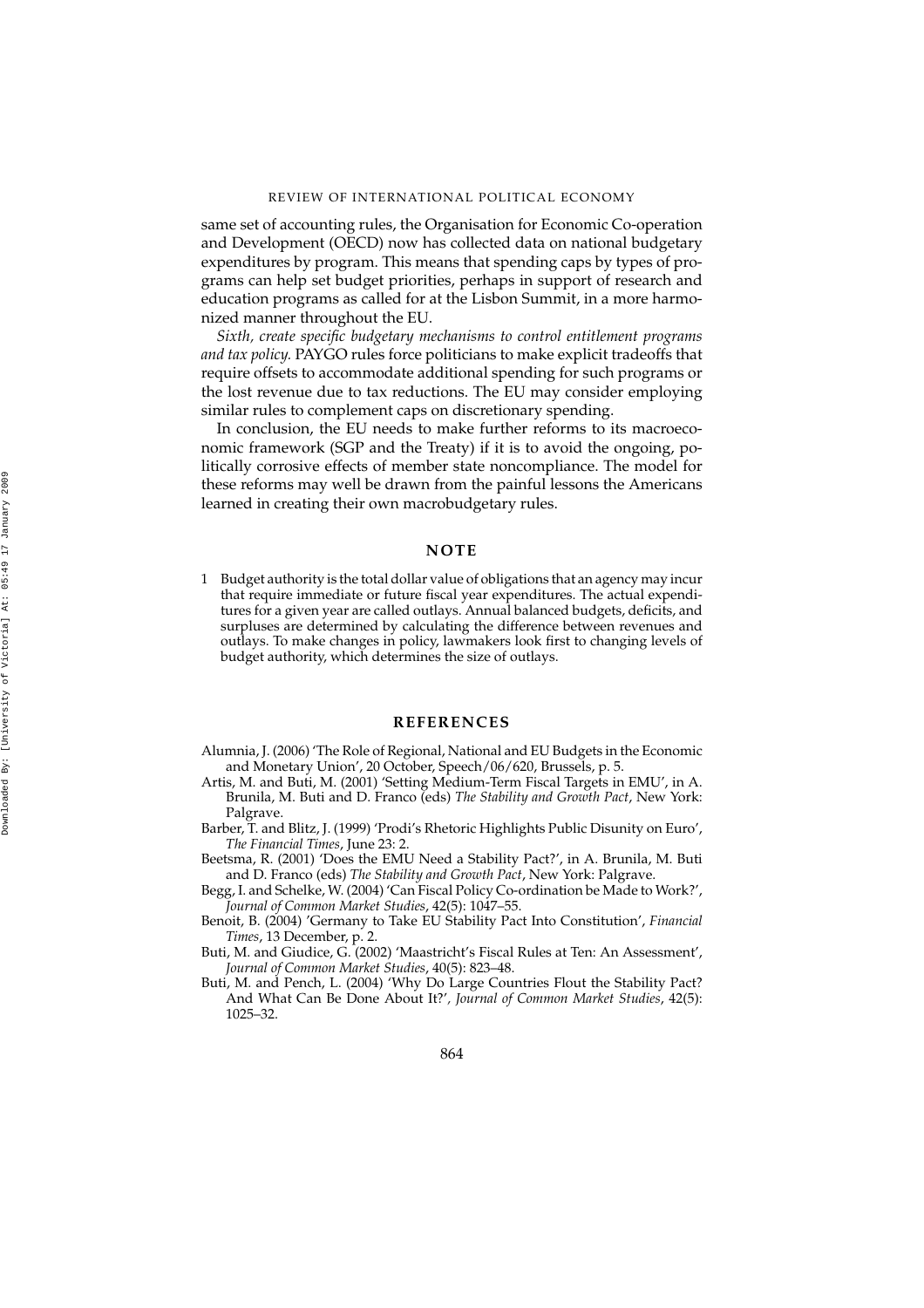same set of accounting rules, the Organisation for Economic Co-operation and Development (OECD) now has collected data on national budgetary expenditures by program. This means that spending caps by types of programs can help set budget priorities, perhaps in support of research and education programs as called for at the Lisbon Summit, in a more harmonized manner throughout the EU.

*Sixth, create specific budgetary mechanisms to control entitlement programs and tax policy.* PAYGO rules force politicians to make explicit tradeoffs that require offsets to accommodate additional spending for such programs or the lost revenue due to tax reductions. The EU may consider employing similar rules to complement caps on discretionary spending.

In conclusion, the EU needs to make further reforms to its macroeconomic framework (SGP and the Treaty) if it is to avoid the ongoing, politically corrosive effects of member state noncompliance. The model for these reforms may well be drawn from the painful lessons the Americans learned in creating their own macrobudgetary rules.

## NOTE

1 Budget authority is the total dollar value of obligations that an agency may incur that require immediate or future fiscal year expenditures. The actual expenditures for a given year are called outlays. Annual balanced budgets, deficits, and surpluses are determined by calculating the difference between revenues and outlays. To make changes in policy, lawmakers look first to changing levels of budget authority, which determines the size of outlays.

## REFERENCES

Alumnia, J. (2006) 'The Role of Regional, National and EU Budgets in the Economic and Monetary Union', 20 October, Speech/06/620, Brussels, p. 5.

Artis, M. and Buti, M. (2001) 'Setting Medium-Term Fiscal Targets in EMU', in A. Brunila, M. Buti and D. Franco (eds) *The Stability and Growth Pact*, New York: Palgrave.

Barber, T. and Blitz, J. (1999) 'Prodi's Rhetoric Highlights Public Disunity on Euro', *The Financial Times*, June 23: 2.

Beetsma, R. (2001) 'Does the EMU Need a Stability Pact?', in A. Brunila, M. Buti and D. Franco (eds) *The Stability and Growth Pact*, New York: Palgrave.

Begg, I. and Schelke, W. (2004) 'Can Fiscal Policy Co-ordination be Made to Work?', *Journal of Common Market Studies*, 42(5): 1047–55.

Benoit, B. (2004) 'Germany to Take EU Stability Pact Into Constitution', *Financial Times*, 13 December, p. 2.

Buti, M. and Giudice, G. (2002) 'Maastricht's Fiscal Rules at Ten: An Assessment', *Journal of Common Market Studies*, 40(5): 823–48.

Buti, M. and Pench, L. (2004) 'Why Do Large Countries Flout the Stability Pact? And What Can Be Done About It?', *Journal of Common Market Studies*, 42(5): 1025–32.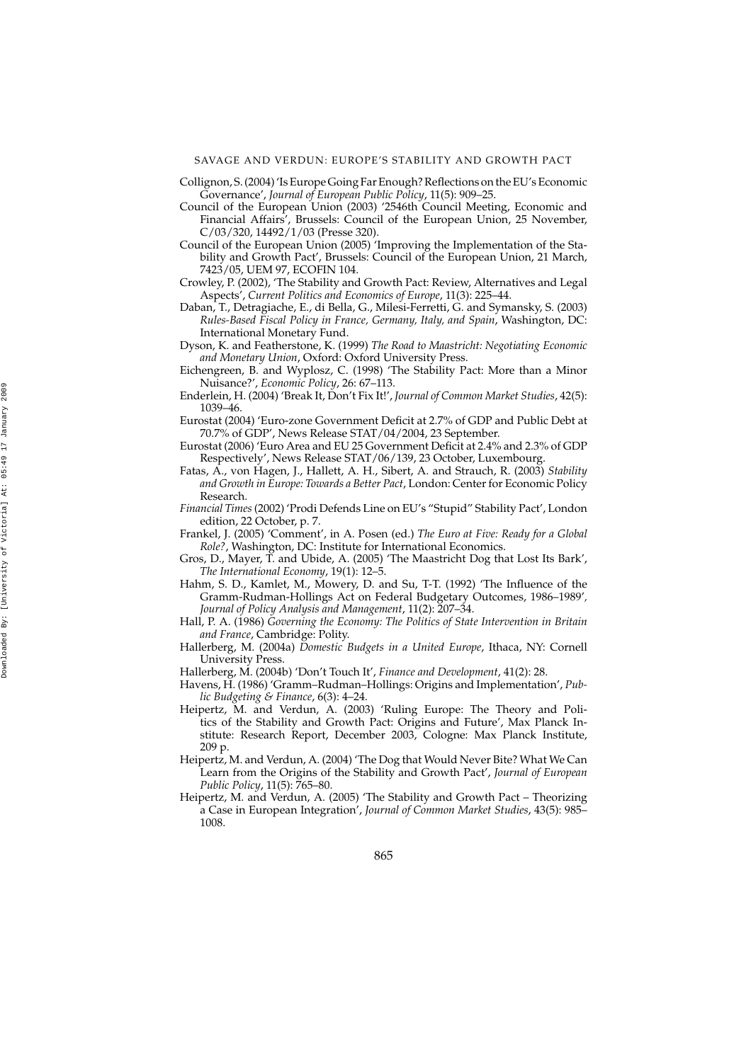Collignon, S. (2004) 'Is Europe Going Far Enough? Reflections on the EU's Economic Governance', *Journal of European Public Policy*, 11(5): 909–25.

Council of the European Union (2003) '2546th Council Meeting, Economic and Financial Affairs', Brussels: Council of the European Union, 25 November, C/03/320, 14492/1/03 (Presse 320).

Council of the European Union (2005) 'Improving the Implementation of the Stability and Growth Pact', Brussels: Council of the European Union, 21 March, 7423/05, UEM 97, ECOFIN 104.

Crowley, P. (2002), 'The Stability and Growth Pact: Review, Alternatives and Legal Aspects', *Current Politics and Economics of Europe*, 11(3): 225–44.

Daban, T., Detragiache, E., di Bella, G., Milesi-Ferretti, G. and Symansky, S. (2003) *Rules-Based Fiscal Policy in France, Germany, Italy, and Spain*, Washington, DC: International Monetary Fund.

Dyson, K. and Featherstone, K. (1999) *The Road to Maastricht: Negotiating Economic and Monetary Union*, Oxford: Oxford University Press.

Eichengreen, B. and Wyplosz, C. (1998) 'The Stability Pact: More than a Minor Nuisance?', *Economic Policy*, 26: 67–113.

Enderlein, H. (2004) 'Break It, Don't Fix It!', *Journal of Common Market Studies*, 42(5): 1039–46.

Eurostat (2004) 'Euro-zone Government Deficit at 2.7% of GDP and Public Debt at 70.7% of GDP', News Release STAT/04/2004, 23 September.

Eurostat (2006) 'Euro Area and EU 25 Government Deficit at 2.4% and 2.3% of GDP Respectively', News Release STAT/06/139, 23 October, Luxembourg.

Fatas, A., von Hagen, J., Hallett, A. H., Sibert, A. and Strauch, R. (2003) *Stability and Growth in Europe: Towards a Better Pact*, London: Center for Economic Policy Research.

*Financial Times* (2002) 'Prodi Defends Line on EU's "Stupid" Stability Pact', London edition, 22 October, p. 7.

Frankel, J. (2005) 'Comment', in A. Posen (ed.) *The Euro at Five: Ready for a Global Role?*, Washington, DC: Institute for International Economics.

Gros, D., Mayer, T. and Ubide, A. (2005) 'The Maastricht Dog that Lost Its Bark', *The International Economy*, 19(1): 12–5.

Hahm, S. D., Kamlet, M., Mowery, D. and Su, T-T. (1992) 'The Influence of the Gramm-Rudman-Hollings Act on Federal Budgetary Outcomes, 1986–1989', *Journal of Policy Analysis and Management*, 11(2): 207–34.

Hall, P. A. (1986) *Governing the Economy: The Politics of State Intervention in Britain and France*, Cambridge: Polity.

Hallerberg, M. (2004a) *Domestic Budgets in a United Europe*, Ithaca, NY: Cornell University Press.

Hallerberg, M. (2004b) 'Don't Touch It', *Finance and Development*, 41(2): 28.

Havens, H. (1986) 'Gramm–Rudman–Hollings: Origins and Implementation', *Public Budgeting & Finance*, 6(3): 4–24.

Heipertz, M. and Verdun, A. (2003) 'Ruling Europe: The Theory and Politics of the Stability and Growth Pact: Origins and Future', Max Planck Institute: Research Report, December 2003, Cologne: Max Planck Institute, 209 p.

Heipertz, M. and Verdun, A. (2004) 'The Dog that Would Never Bite? What We Can Learn from the Origins of the Stability and Growth Pact', *Journal of European Public Policy*, 11(5): 765–80.

Heipertz, M. and Verdun, A. (2005) 'The Stability and Growth Pact – Theorizing a Case in European Integration', *Journal of Common Market Studies*, 43(5): 985–1008.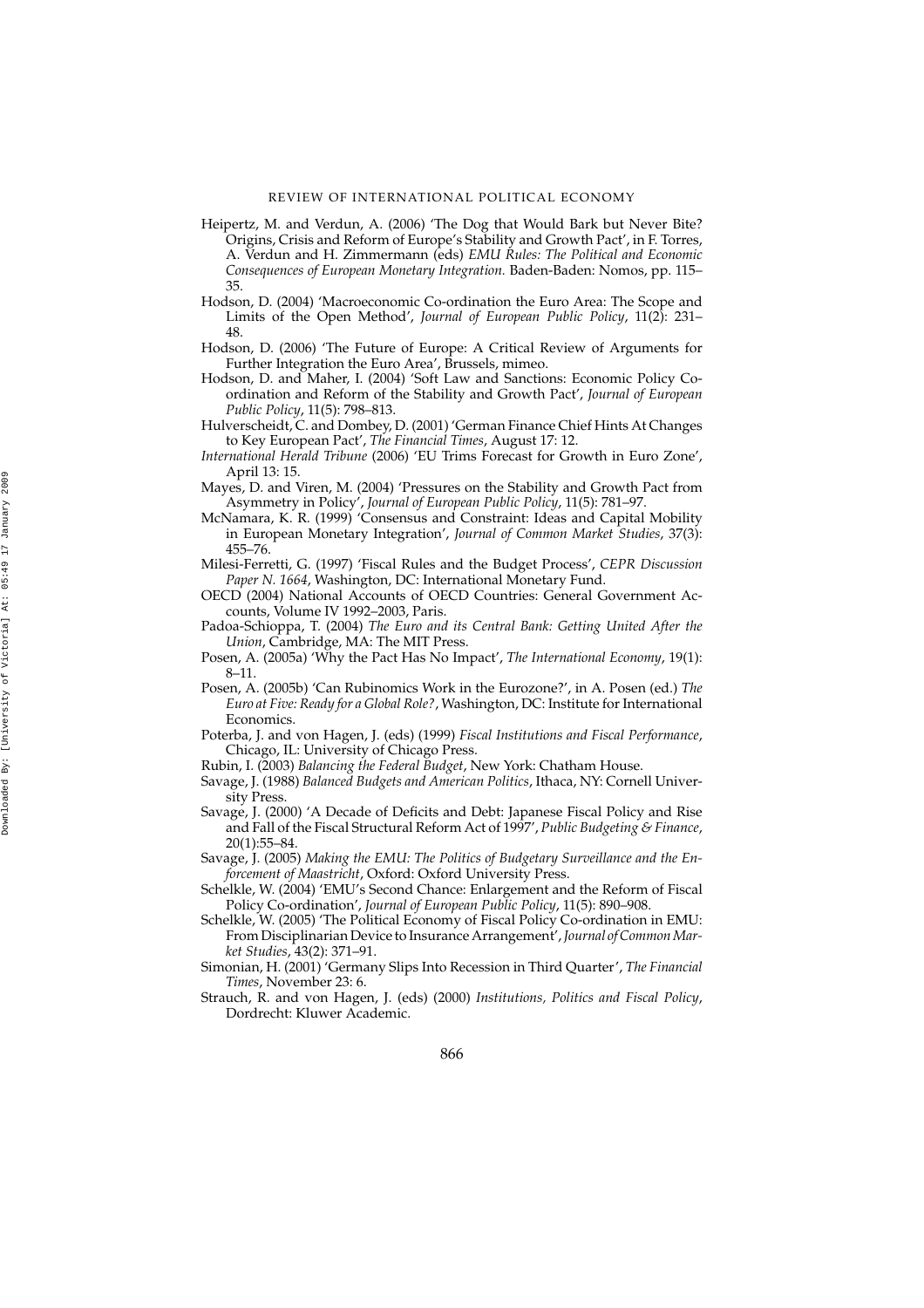Heipertz, M. and Verdun, A. (2006) 'The Dog that Would Bark but Never Bite? Origins, Crisis and Reform of Europe's Stability and Growth Pact', in F. Torres, A. Verdun and H. Zimmermann (eds) *EMU Rules: The Political and Economic Consequences of European Monetary Integration*. Baden-Baden: Nomos, pp. 115–35.

Hodson, D. (2004) 'Macroeconomic Co-ordination the Euro Area: The Scope and Limits of the Open Method', *Journal of European Public Policy*, 11(2): 231–48.

Hodson, D. (2006) 'The Future of Europe: A Critical Review of Arguments for Further Integration the Euro Area', Brussels, mimeo.

Hodson, D. and Maher, I. (2004) 'Soft Law and Sanctions: Economic Policy Co-ordination and Reform of the Stability and Growth Pact', *Journal of European Public Policy*, 11(5): 798–813.

Hulverscheidt, C. and Dombey, D. (2001) 'German Finance Chief Hints At Changes to Key European Pact', *The Financial Times*, August 17: 12.

*International Herald Tribune* (2006) 'EU Trims Forecast for Growth in Euro Zone', April 13: 15.

Mayes, D. and Viren, M. (2004) 'Pressures on the Stability and Growth Pact from Asymmetry in Policy', *Journal of European Public Policy*, 11(5): 781–97.

McNamara, K. R. (1999) 'Consensus and Constraint: Ideas and Capital Mobility in European Monetary Integration', *Journal of Common Market Studies*, 37(3): 455–76.

Milesi-Ferretti, G. (1997) 'Fiscal Rules and the Budget Process', *CEPR Discussion Paper N. 1664*, Washington, DC: International Monetary Fund.

OECD (2004) National Accounts of OECD Countries: General Government Accounts, Volume IV 1992–2003, Paris.

Padoa-Schioppa, T. (2004) *The Euro and its Central Bank: Getting United After the Union*, Cambridge, MA: The MIT Press.

Posen, A. (2005a) 'Why the Pact Has No Impact', *The International Economy*, 19(1): 8–11.

Posen, A. (2005b) 'Can Rubinomics Work in the Eurozone?', in A. Posen (ed.) *The Euro at Five: Ready for a Global Role?*, Washington, DC: Institute for International Economics.

Poterba, J. and von Hagen, J. (eds) (1999) *Fiscal Institutions and Fiscal Performance*, Chicago, IL: University of Chicago Press.

Rubin, I. (2003) *Balancing the Federal Budget*, New York: Chatham House.

Savage, J. (1988) *Balanced Budgets and American Politics*, Ithaca, NY: Cornell University Press.

Savage, J. (2000) 'A Decade of Deficits and Debt: Japanese Fiscal Policy and Rise and Fall of the Fiscal Structural Reform Act of 1997', *Public Budgeting & Finance*, 20(1):55–84.

Savage, J. (2005) *Making the EMU: The Politics of Budgetary Surveillance and the Enforcement of Maastricht*, Oxford: Oxford University Press.

Schelkle, W. (2004) 'EMU's Second Chance: Enlargement and the Reform of Fiscal Policy Co-ordination', *Journal of European Public Policy*, 11(5): 890–908.

Schelkle, W. (2005) 'The Political Economy of Fiscal Policy Co-ordination in EMU: From Disciplinarian Device to Insurance Arrangement', *Journal of Common Market Studies*, 43(2): 371–91.

Simonian, H. (2001) 'Germany Slips Into Recession in Third Quarter', *The Financial Times*, November 23: 6.

Strauch, R. and von Hagen, J. (eds) (2000) *Institutions, Politics and Fiscal Policy*, Dordrecht: Kluwer Academic.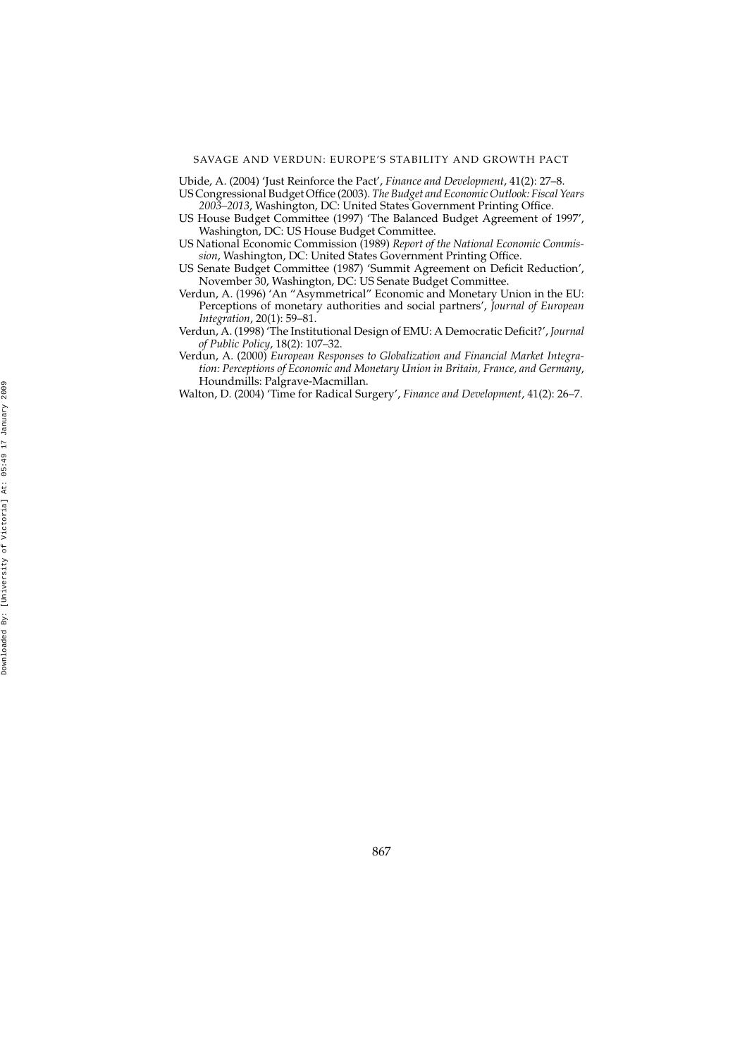Ubide, A. (2004) 'Just Reinforce the Pact', *Finance and Development*, 41(2): 27–8.

US Congressional Budget Office (2003). *The Budget and Economic Outlook: Fiscal Years 2003–2013*, Washington, DC: United States Government Printing Office.

US House Budget Committee (1997) 'The Balanced Budget Agreement of 1997', Washington, DC: US House Budget Committee.

US National Economic Commission (1989) *Report of the National Economic Commission*, Washington, DC: United States Government Printing Office.

US Senate Budget Committee (1987) 'Summit Agreement on Deficit Reduction', November 30, Washington, DC: US Senate Budget Committee.

Verdun, A. (1996) 'An "Asymmetrical" Economic and Monetary Union in the EU: Perceptions of monetary authorities and social partners', *Journal of European Integration*, 20(1): 59–81.

Verdun, A. (1998) 'The Institutional Design of EMU: A Democratic Deficit?', *Journal of Public Policy*, 18(2): 107–32.

Verdun, A. (2000) *European Responses to Globalization and Financial Market Integration: Perceptions of Economic and Monetary Union in Britain, France, and Germany*, Houndmills: Palgrave-Macmillan.

Walton, D. (2004) 'Time for Radical Surgery', *Finance and Development*, 41(2): 26–7.